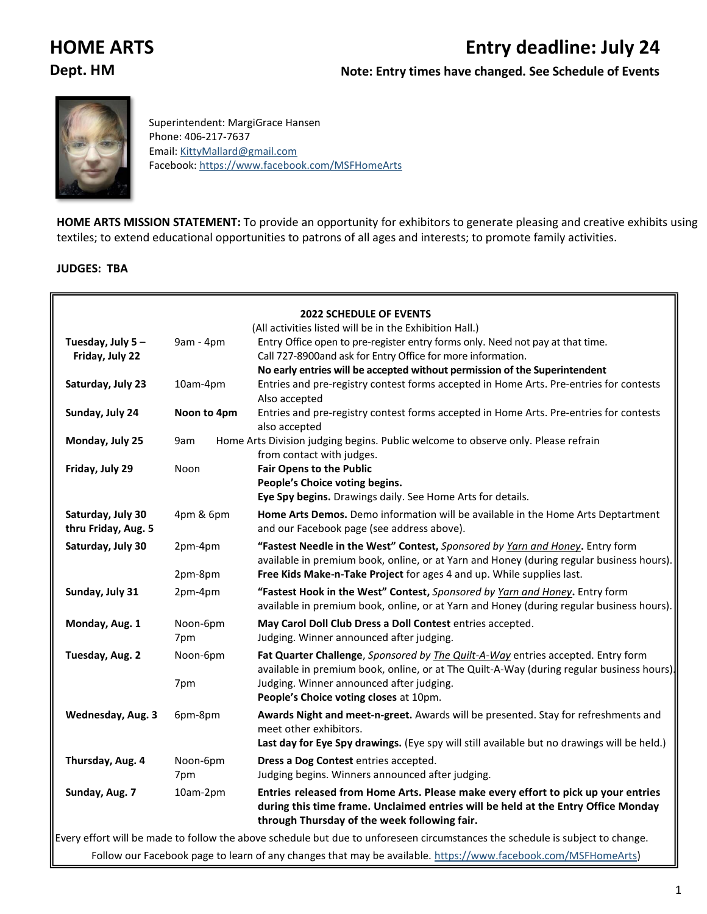# HOME ARTS

## Dept. HM

## Entry deadline: July 24

**Note: Entry times have changed. See Schedule of Events**

Superintendent: MargiGrace Hansen
Phone: 406-217-7637
Email: KittyMallard@gmail.com
Facebook: https://www.facebook.com/MSFHomeArts

**HOME ARTS MISSION STATEMENT:** To provide an opportunity for exhibitors to generate pleasing and creative exhibits using textiles; to extend educational opportunities to patrons of all ages and interests; to promote family activities.

**JUDGES: TBA**

**2022 SCHEDULE OF EVENTS**

(All activities listed will be in the Exhibition Hall.)

| Date | Time | Event |
|---|---|---|
| **Tuesday, July 5 – Friday, July 22** | 9am - 4pm | Entry Office open to pre-register entry forms only. Need not pay at that time. Call 727-8900and ask for Entry Office for more information. **No early entries will be accepted without permission of the Superintendent** |
| **Saturday, July 23** | 10am-4pm | Entries and pre-registry contest forms accepted in Home Arts. Pre-entries for contests Also accepted |
| **Sunday, July 24** | **Noon to 4pm** | Entries and pre-registry contest forms accepted in Home Arts. Pre-entries for contests also accepted |
| **Monday, July 25** | 9am | Home Arts Division judging begins. Public welcome to observe only. Please refrain from contact with judges. |
| **Friday, July 29** | Noon | **Fair Opens to the Public** **People's Choice voting begins.** **Eye Spy begins.** Drawings daily. See Home Arts for details. |
| **Saturday, July 30 thru Friday, Aug. 5** | 4pm & 6pm | **Home Arts Demos.** Demo information will be available in the Home Arts Deptartment and our Facebook page (see address above). |
| **Saturday, July 30** | 2pm-4pm | **"Fastest Needle in the West" Contest,** *Sponsored by Yarn and Honey***.** Entry form available in premium book, online, or at Yarn and Honey (during regular business hours). |
| | 2pm-8pm | **Free Kids Make-n-Take Project** for ages 4 and up. While supplies last. |
| **Sunday, July 31** | 2pm-4pm | **"Fastest Hook in the West" Contest,** *Sponsored by Yarn and Honey***.** Entry form available in premium book, online, or at Yarn and Honey (during regular business hours). |
| **Monday, Aug. 1** | Noon-6pm | **May Carol Doll Club Dress a Doll Contest** entries accepted. |
| | 7pm | Judging. Winner announced after judging. |
| **Tuesday, Aug. 2** | Noon-6pm | **Fat Quarter Challenge**, *Sponsored by The Quilt-A-Way* entries accepted. Entry form available in premium book, online, or at The Quilt-A-Way (during regular business hours). |
| | 7pm | Judging. Winner announced after judging. **People's Choice voting closes** at 10pm. |
| **Wednesday, Aug. 3** | 6pm-8pm | **Awards Night and meet-n-greet.** Awards will be presented. Stay for refreshments and meet other exhibitors. **Last day for Eye Spy drawings.** (Eye spy will still available but no drawings will be held.) |
| **Thursday, Aug. 4** | Noon-6pm | **Dress a Dog Contest** entries accepted. |
| | 7pm | Judging begins. Winners announced after judging. |
| **Sunday, Aug. 7** | 10am-2pm | **Entries released from Home Arts. Please make every effort to pick up your entries during this time frame. Unclaimed entries will be held at the Entry Office Monday through Thursday of the week following fair.** |

Every effort will be made to follow the above schedule but due to unforeseen circumstances the schedule is subject to change.

Follow our Facebook page to learn of any changes that may be available. https://www.facebook.com/MSFHomeArts)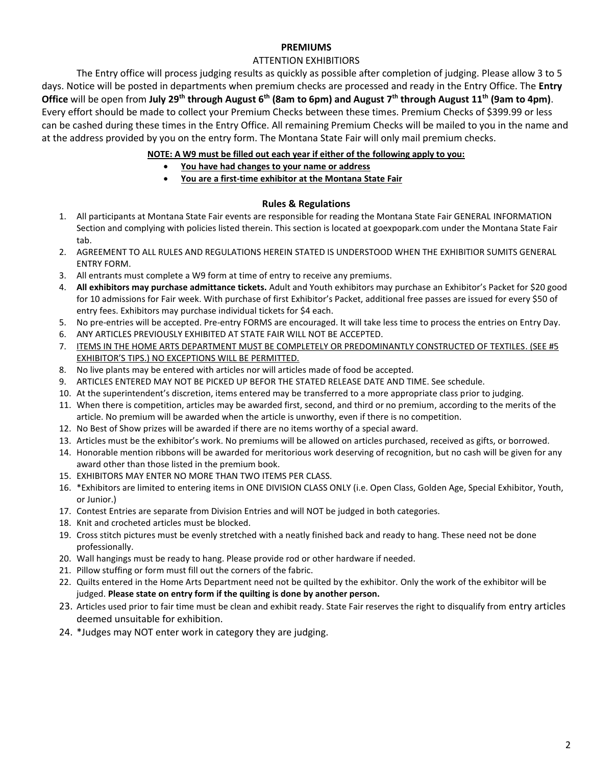## PREMIUMS

ATTENTION EXHIBITIORS

The Entry office will process judging results as quickly as possible after completion of judging. Please allow 3 to 5 days. Notice will be posted in departments when premium checks are processed and ready in the Entry Office. The **Entry Office** will be open from **July 29th through August 6th (8am to 6pm) and August 7th through August 11th (9am to 4pm)**. Every effort should be made to collect your Premium Checks between these times. Premium Checks of $399.99 or less can be cashed during these times in the Entry Office. All remaining Premium Checks will be mailed to you in the name and at the address provided by you on the entry form. The Montana State Fair will only mail premium checks.

**NOTE: A W9 must be filled out each year if either of the following apply to you:**

- **You have had changes to your name or address**
- **You are a first-time exhibitor at the Montana State Fair**

## Rules & Regulations

1. All participants at Montana State Fair events are responsible for reading the Montana State Fair GENERAL INFORMATION Section and complying with policies listed therein. This section is located at goexpopark.com under the Montana State Fair tab.
2. AGREEMENT TO ALL RULES AND REGULATIONS HEREIN STATED IS UNDERSTOOD WHEN THE EXHIBITIOR SUMITS GENERAL ENTRY FORM.
3. All entrants must complete a W9 form at time of entry to receive any premiums.
4. **All exhibitors may purchase admittance tickets.** Adult and Youth exhibitors may purchase an Exhibitor's Packet for $20 good for 10 admissions for Fair week. With purchase of first Exhibitor's Packet, additional free passes are issued for every $50 of entry fees. Exhibitors may purchase individual tickets for $4 each.
5. No pre-entries will be accepted. Pre-entry FORMS are encouraged. It will take less time to process the entries on Entry Day.
6. ANY ARTICLES PREVIOUSLY EXHIBITED AT STATE FAIR WILL NOT BE ACCEPTED.
7. ITEMS IN THE HOME ARTS DEPARTMENT MUST BE COMPLETELY OR PREDOMINANTLY CONSTRUCTED OF TEXTILES. (SEE #5 EXHIBITOR'S TIPS.) NO EXCEPTIONS WILL BE PERMITTED.
8. No live plants may be entered with articles nor will articles made of food be accepted.
9. ARTICLES ENTERED MAY NOT BE PICKED UP BEFOR THE STATED RELEASE DATE AND TIME. See schedule.
10. At the superintendent's discretion, items entered may be transferred to a more appropriate class prior to judging.
11. When there is competition, articles may be awarded first, second, and third or no premium, according to the merits of the article. No premium will be awarded when the article is unworthy, even if there is no competition.
12. No Best of Show prizes will be awarded if there are no items worthy of a special award.
13. Articles must be the exhibitor's work. No premiums will be allowed on articles purchased, received as gifts, or borrowed.
14. Honorable mention ribbons will be awarded for meritorious work deserving of recognition, but no cash will be given for any award other than those listed in the premium book.
15. EXHIBITORS MAY ENTER NO MORE THAN TWO ITEMS PER CLASS.
16. *Exhibitors are limited to entering items in ONE DIVISION CLASS ONLY (i.e. Open Class, Golden Age, Special Exhibitor, Youth, or Junior.)
17. Contest Entries are separate from Division Entries and will NOT be judged in both categories.
18. Knit and crocheted articles must be blocked.
19. Cross stitch pictures must be evenly stretched with a neatly finished back and ready to hang. These need not be done professionally.
20. Wall hangings must be ready to hang. Please provide rod or other hardware if needed.
21. Pillow stuffing or form must fill out the corners of the fabric.
22. Quilts entered in the Home Arts Department need not be quilted by the exhibitor. Only the work of the exhibitor will be judged. **Please state on entry form if the quilting is done by another person.**
23. Articles used prior to fair time must be clean and exhibit ready. State Fair reserves the right to disqualify from entry articles deemed unsuitable for exhibition.
24. *Judges may NOT enter work in category they are judging.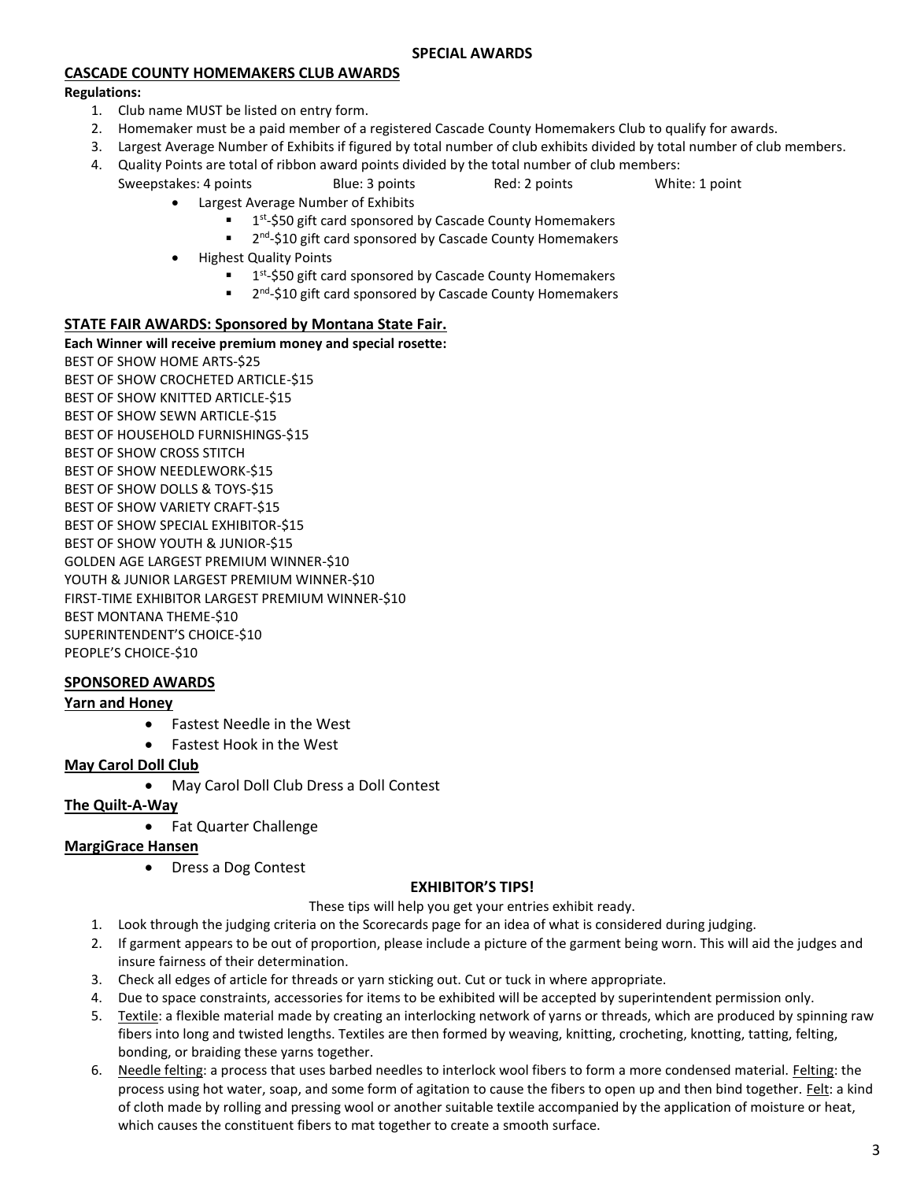## SPECIAL AWARDS

### CASCADE COUNTY HOMEMAKERS CLUB AWARDS

**Regulations:**

1. Club name MUST be listed on entry form.
2. Homemaker must be a paid member of a registered Cascade County Homemakers Club to qualify for awards.
3. Largest Average Number of Exhibits if figured by total number of club exhibits divided by total number of club members.
4. Quality Points are total of ribbon award points divided by the total number of club members:
   Sweepstakes: 4 points  Blue: 3 points  Red: 2 points  White: 1 point
   - Largest Average Number of Exhibits
     - 1st-$50 gift card sponsored by Cascade County Homemakers
     - 2nd-$10 gift card sponsored by Cascade County Homemakers
   - Highest Quality Points
     - 1st-$50 gift card sponsored by Cascade County Homemakers
     - 2nd-$10 gift card sponsored by Cascade County Homemakers

### STATE FAIR AWARDS: Sponsored by Montana State Fair.

**Each Winner will receive premium money and special rosette:**

BEST OF SHOW HOME ARTS-$25
BEST OF SHOW CROCHETED ARTICLE-$15
BEST OF SHOW KNITTED ARTICLE-$15
BEST OF SHOW SEWN ARTICLE-$15
BEST OF HOUSEHOLD FURNISHINGS-$15
BEST OF SHOW CROSS STITCH
BEST OF SHOW NEEDLEWORK-$15
BEST OF SHOW DOLLS & TOYS-$15
BEST OF SHOW VARIETY CRAFT-$15
BEST OF SHOW SPECIAL EXHIBITOR-$15
BEST OF SHOW YOUTH & JUNIOR-$15
GOLDEN AGE LARGEST PREMIUM WINNER-$10
YOUTH & JUNIOR LARGEST PREMIUM WINNER-$10
FIRST-TIME EXHIBITOR LARGEST PREMIUM WINNER-$10
BEST MONTANA THEME-$10
SUPERINTENDENT'S CHOICE-$10
PEOPLE'S CHOICE-$10

### SPONSORED AWARDS

**Yarn and Honey**

- Fastest Needle in the West
- Fastest Hook in the West

**May Carol Doll Club**

- May Carol Doll Club Dress a Doll Contest

**The Quilt-A-Way**

- Fat Quarter Challenge

**MargiGrace Hansen**

- Dress a Dog Contest

### EXHIBITOR'S TIPS!

These tips will help you get your entries exhibit ready.

1. Look through the judging criteria on the Scorecards page for an idea of what is considered during judging.
2. If garment appears to be out of proportion, please include a picture of the garment being worn. This will aid the judges and insure fairness of their determination.
3. Check all edges of article for threads or yarn sticking out. Cut or tuck in where appropriate.
4. Due to space constraints, accessories for items to be exhibited will be accepted by superintendent permission only.
5. Textile: a flexible material made by creating an interlocking network of yarns or threads, which are produced by spinning raw fibers into long and twisted lengths. Textiles are then formed by weaving, knitting, crocheting, knotting, tatting, felting, bonding, or braiding these yarns together.
6. Needle felting: a process that uses barbed needles to interlock wool fibers to form a more condensed material. Felting: the process using hot water, soap, and some form of agitation to cause the fibers to open up and then bind together. Felt: a kind of cloth made by rolling and pressing wool or another suitable textile accompanied by the application of moisture or heat, which causes the constituent fibers to mat together to create a smooth surface.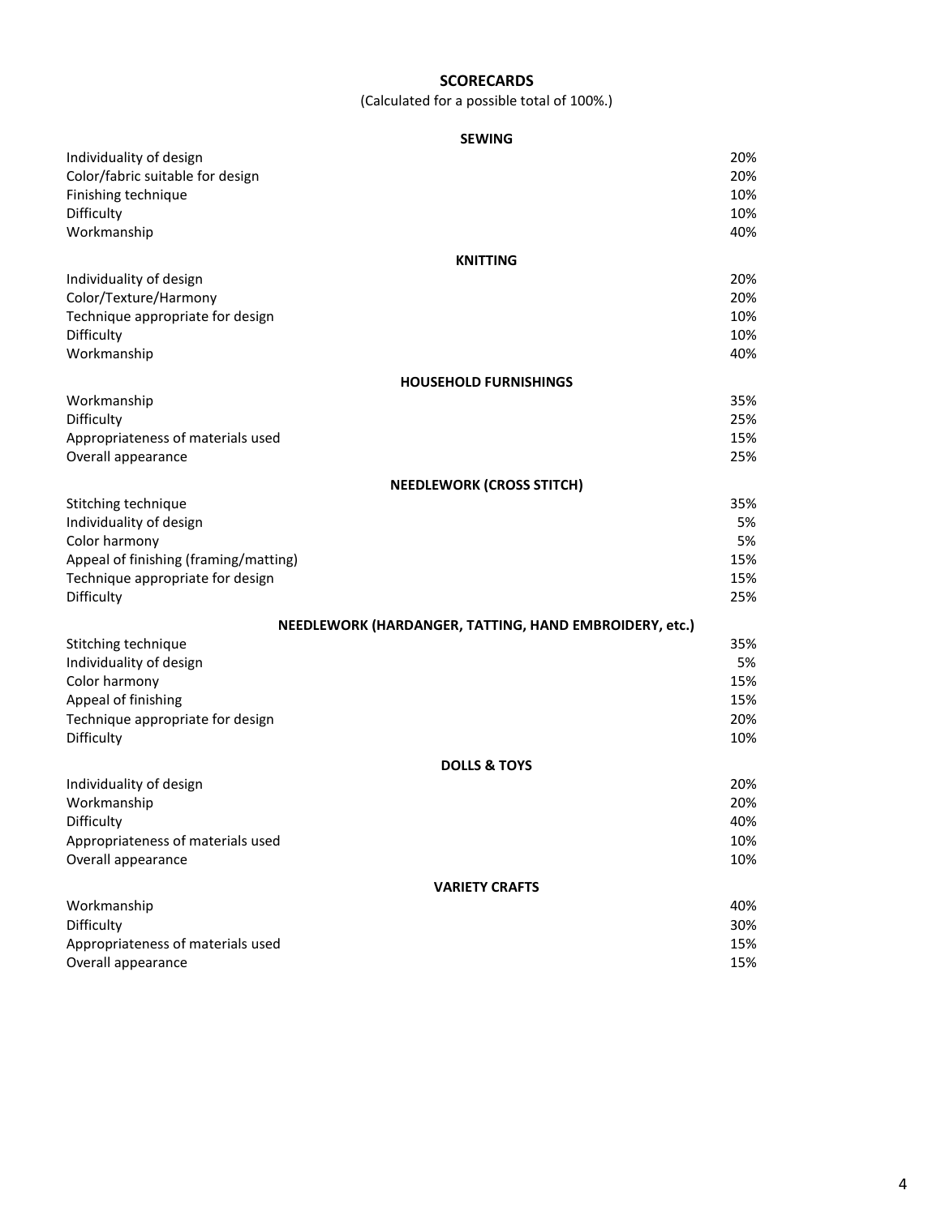# SCORECARDS

(Calculated for a possible total of 100%.)

## SEWING

| | |
|---|---|
| Individuality of design | 20% |
| Color/fabric suitable for design | 20% |
| Finishing technique | 10% |
| Difficulty | 10% |
| Workmanship | 40% |

## KNITTING

| | |
|---|---|
| Individuality of design | 20% |
| Color/Texture/Harmony | 20% |
| Technique appropriate for design | 10% |
| Difficulty | 10% |
| Workmanship | 40% |

## HOUSEHOLD FURNISHINGS

| | |
|---|---|
| Workmanship | 35% |
| Difficulty | 25% |
| Appropriateness of materials used | 15% |
| Overall appearance | 25% |

## NEEDLEWORK (CROSS STITCH)

| | |
|---|---|
| Stitching technique | 35% |
| Individuality of design | 5% |
| Color harmony | 5% |
| Appeal of finishing (framing/matting) | 15% |
| Technique appropriate for design | 15% |
| Difficulty | 25% |

## NEEDLEWORK (HARDANGER, TATTING, HAND EMBROIDERY, etc.)

| | |
|---|---|
| Stitching technique | 35% |
| Individuality of design | 5% |
| Color harmony | 15% |
| Appeal of finishing | 15% |
| Technique appropriate for design | 20% |
| Difficulty | 10% |

## DOLLS & TOYS

| | |
|---|---|
| Individuality of design | 20% |
| Workmanship | 20% |
| Difficulty | 40% |
| Appropriateness of materials used | 10% |
| Overall appearance | 10% |

## VARIETY CRAFTS

| | |
|---|---|
| Workmanship | 40% |
| Difficulty | 30% |
| Appropriateness of materials used | 15% |
| Overall appearance | 15% |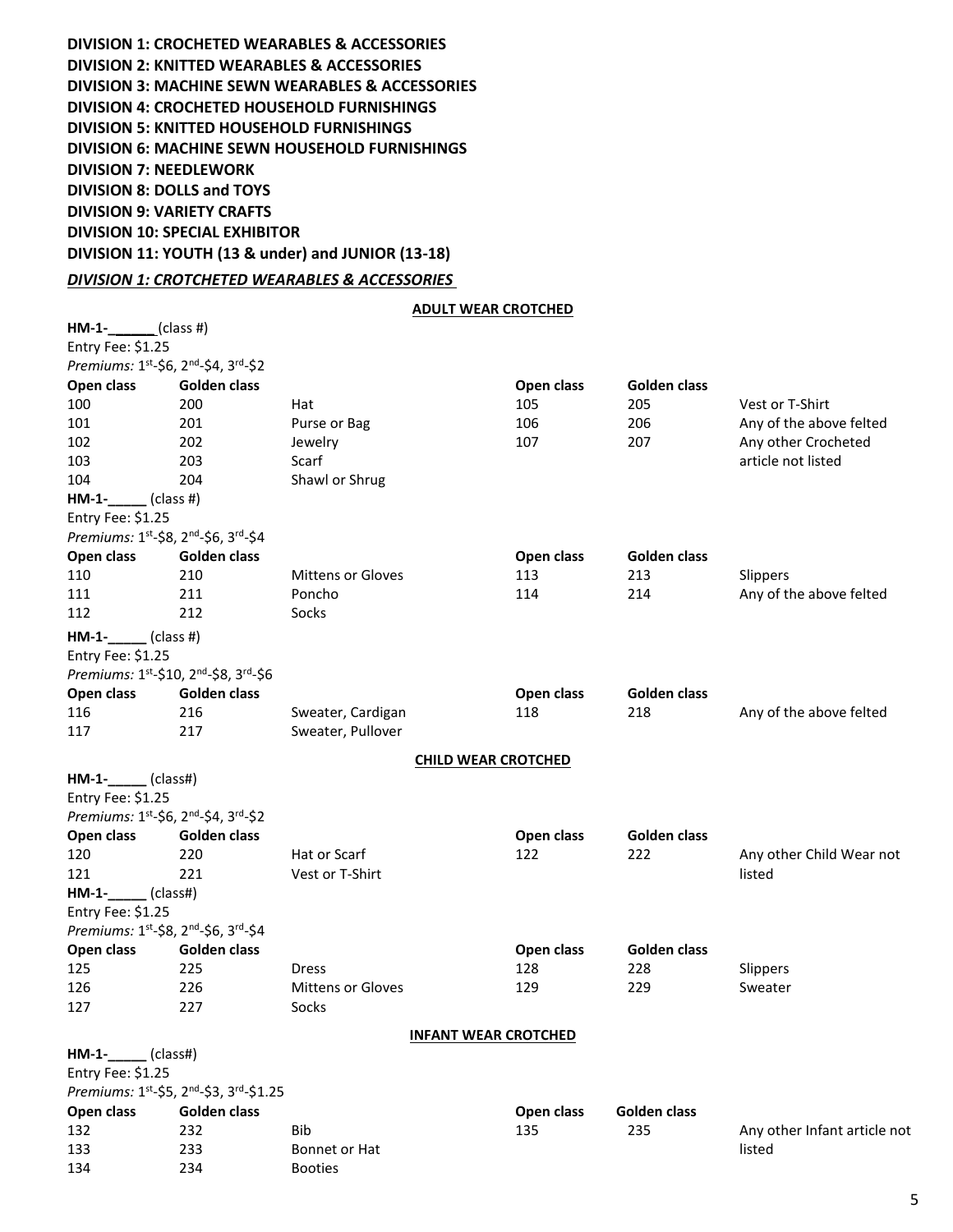**DIVISION 1: CROCHETED WEARABLES & ACCESSORIES**
**DIVISION 2: KNITTED WEARABLES & ACCESSORIES**
**DIVISION 3: MACHINE SEWN WEARABLES & ACCESSORIES**
**DIVISION 4: CROCHETED HOUSEHOLD FURNISHINGS**
**DIVISION 5: KNITTED HOUSEHOLD FURNISHINGS**
**DIVISION 6: MACHINE SEWN HOUSEHOLD FURNISHINGS**
**DIVISION 7: NEEDLEWORK**
**DIVISION 8: DOLLS and TOYS**
**DIVISION 9: VARIETY CRAFTS**
**DIVISION 10: SPECIAL EXHIBITOR**
**DIVISION 11: YOUTH (13 & under) and JUNIOR (13-18)**

## *DIVISION 1: CROTCHETED WEARABLES & ACCESSORIES*

### ADULT WEAR CROTCHED

**HM-1-\_\_\_\_\_\_** (class #)
Entry Fee: $1.25
*Premiums:* 1st-$6, 2nd-$4, 3rd-$2

| Open class | Golden class | | Open class | Golden class | |
|---|---|---|---|---|---|
| 100 | 200 | Hat | 105 | 205 | Vest or T-Shirt |
| 101 | 201 | Purse or Bag | 106 | 206 | Any of the above felted |
| 102 | 202 | Jewelry | 107 | 207 | Any other Crocheted article not listed |
| 103 | 203 | Scarf | | | |
| 104 | 204 | Shawl or Shrug | | | |

**HM-1-\_\_\_\_\_** (class #)
Entry Fee: $1.25
*Premiums:* 1st-$8, 2nd-$6, 3rd-$4

| Open class | Golden class | | Open class | Golden class | |
|---|---|---|---|---|---|
| 110 | 210 | Mittens or Gloves | 113 | 213 | Slippers |
| 111 | 211 | Poncho | 114 | 214 | Any of the above felted |
| 112 | 212 | Socks | | | |

**HM-1-\_\_\_\_\_** (class #)
Entry Fee: $1.25
*Premiums:* 1st-$10, 2nd-$8, 3rd-$6

| Open class | Golden class | | Open class | Golden class | |
|---|---|---|---|---|---|
| 116 | 216 | Sweater, Cardigan | 118 | 218 | Any of the above felted |
| 117 | 217 | Sweater, Pullover | | | |

### CHILD WEAR CROTCHED

**HM-1-\_\_\_\_\_** (class#)
Entry Fee: $1.25
*Premiums:* 1st-$6, 2nd-$4, 3rd-$2

| Open class | Golden class | | Open class | Golden class | |
|---|---|---|---|---|---|
| 120 | 220 | Hat or Scarf | 122 | 222 | Any other Child Wear not listed |
| 121 | 221 | Vest or T-Shirt | | | |

**HM-1-\_\_\_\_\_** (class#)
Entry Fee: $1.25
*Premiums:* 1st-$8, 2nd-$6, 3rd-$4

| Open class | Golden class | | Open class | Golden class | |
|---|---|---|---|---|---|
| 125 | 225 | Dress | 128 | 228 | Slippers |
| 126 | 226 | Mittens or Gloves | 129 | 229 | Sweater |
| 127 | 227 | Socks | | | |

### INFANT WEAR CROTCHED

**HM-1-\_\_\_\_\_** (class#)
Entry Fee: $1.25
*Premiums:* 1st-$5, 2nd-$3, 3rd-$1.25

| Open class | Golden class | | Open class | Golden class | |
|---|---|---|---|---|---|
| 132 | 232 | Bib | 135 | 235 | Any other Infant article not listed |
| 133 | 233 | Bonnet or Hat | | | |
| 134 | 234 | Booties | | | |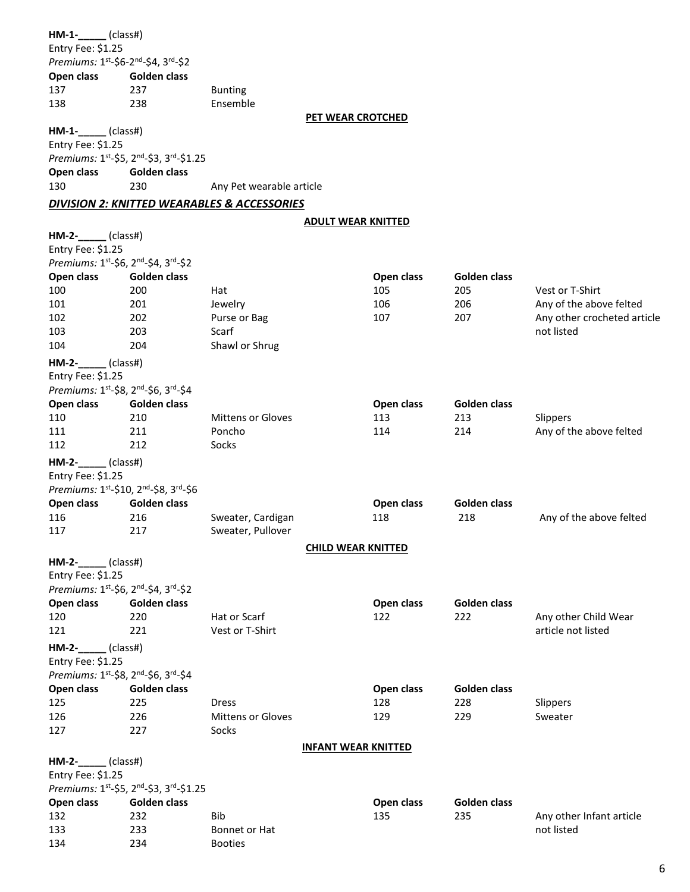**HM-1-_____** (class#)
Entry Fee: $1.25
*Premiums:* 1st-$6-2nd-$4, 3rd-$2

| Open class | Golden class | |
|---|---|---|
| 137 | 237 | Bunting |
| 138 | 238 | Ensemble |

**PET WEAR CROTCHED**

**HM-1-_____** (class#)
Entry Fee: $1.25
*Premiums:* 1st-$5, 2nd-$3, 3rd-$1.25

| Open class | Golden class | |
|---|---|---|
| 130 | 230 | Any Pet wearable article |

## *DIVISION 2: KNITTED WEARABLES & ACCESSORIES*

**ADULT WEAR KNITTED**

**HM-2-_____** (class#)
Entry Fee: $1.25
*Premiums:* 1st-$6, 2nd-$4, 3rd-$2

| Open class | Golden class | | Open class | Golden class | |
|---|---|---|---|---|---|
| 100 | 200 | Hat | 105 | 205 | Vest or T-Shirt |
| 101 | 201 | Jewelry | 106 | 206 | Any of the above felted |
| 102 | 202 | Purse or Bag | 107 | 207 | Any other crocheted article not listed |
| 103 | 203 | Scarf | | | |
| 104 | 204 | Shawl or Shrug | | | |

**HM-2-_____** (class#)
Entry Fee: $1.25
*Premiums:* 1st-$8, 2nd-$6, 3rd-$4

| Open class | Golden class | | Open class | Golden class | |
|---|---|---|---|---|---|
| 110 | 210 | Mittens or Gloves | 113 | 213 | Slippers |
| 111 | 211 | Poncho | 114 | 214 | Any of the above felted |
| 112 | 212 | Socks | | | |

**HM-2-_____** (class#)
Entry Fee: $1.25
*Premiums:* 1st-$10, 2nd-$8, 3rd-$6

| Open class | Golden class | | Open class | Golden class | |
|---|---|---|---|---|---|
| 116 | 216 | Sweater, Cardigan | 118 | 218 | Any of the above felted |
| 117 | 217 | Sweater, Pullover | | | |

**CHILD WEAR KNITTED**

**HM-2-_____** (class#)
Entry Fee: $1.25
*Premiums:* 1st-$6, 2nd-$4, 3rd-$2

| Open class | Golden class | | Open class | Golden class | |
|---|---|---|---|---|---|
| 120 | 220 | Hat or Scarf | 122 | 222 | Any other Child Wear article not listed |
| 121 | 221 | Vest or T-Shirt | | | |

**HM-2-_____** (class#)
Entry Fee: $1.25
*Premiums:* 1st-$8, 2nd-$6, 3rd-$4

| Open class | Golden class | | Open class | Golden class | |
|---|---|---|---|---|---|
| 125 | 225 | Dress | 128 | 228 | Slippers |
| 126 | 226 | Mittens or Gloves | 129 | 229 | Sweater |
| 127 | 227 | Socks | | | |

**INFANT WEAR KNITTED**

**HM-2-_____** (class#)
Entry Fee: $1.25
*Premiums:* 1st-$5, 2nd-$3, 3rd-$1.25

| Open class | Golden class | | Open class | Golden class | |
|---|---|---|---|---|---|
| 132 | 232 | Bib | 135 | 235 | Any other Infant article not listed |
| 133 | 233 | Bonnet or Hat | | | |
| 134 | 234 | Booties | | | |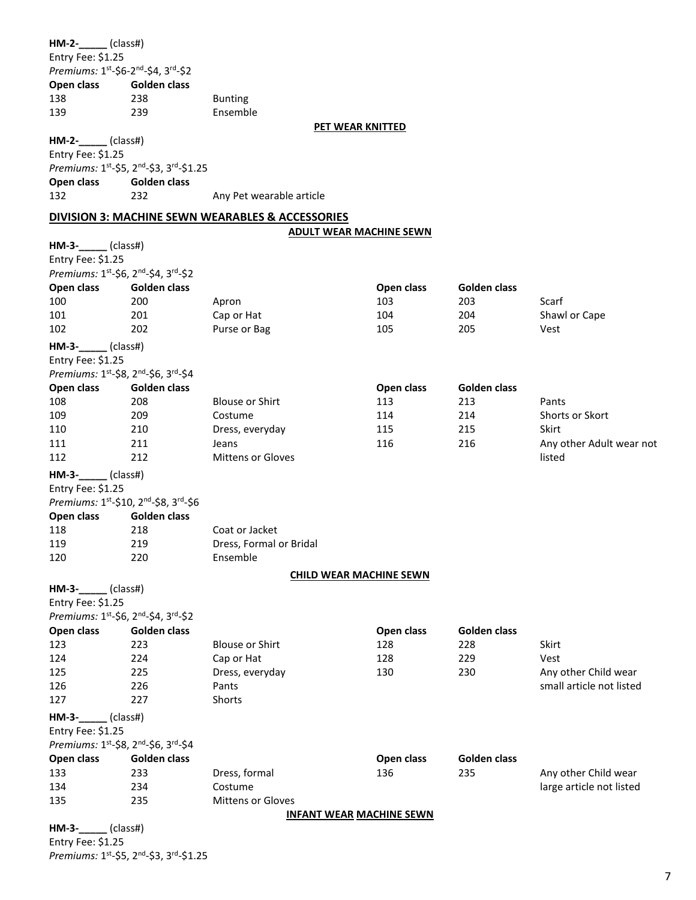**HM-2-_____** (class#)
Entry Fee: $1.25
*Premiums:* 1st-$6-2nd-$4, 3rd-$2

| Open class | Golden class | |
|---|---|---|
| 138 | 238 | Bunting |
| 139 | 239 | Ensemble |

**PET WEAR KNITTED**

**HM-2-_____** (class#)
Entry Fee: $1.25
*Premiums:* 1st-$5, 2nd-$3, 3rd-$1.25

| Open class | Golden class | |
|---|---|---|
| 132 | 232 | Any Pet wearable article |

## DIVISION 3: MACHINE SEWN WEARABLES & ACCESSORIES

**ADULT WEAR MACHINE SEWN**

**HM-3-_____** (class#)
Entry Fee: $1.25
*Premiums:* 1st-$6, 2nd-$4, 3rd-$2

| Open class | Golden class | | Open class | Golden class | |
|---|---|---|---|---|---|
| 100 | 200 | Apron | 103 | 203 | Scarf |
| 101 | 201 | Cap or Hat | 104 | 204 | Shawl or Cape |
| 102 | 202 | Purse or Bag | 105 | 205 | Vest |

**HM-3-_____** (class#)
Entry Fee: $1.25
*Premiums:* 1st-$8, 2nd-$6, 3rd-$4

| Open class | Golden class | | Open class | Golden class | |
|---|---|---|---|---|---|
| 108 | 208 | Blouse or Shirt | 113 | 213 | Pants |
| 109 | 209 | Costume | 114 | 214 | Shorts or Skort |
| 110 | 210 | Dress, everyday | 115 | 215 | Skirt |
| 111 | 211 | Jeans | 116 | 216 | Any other Adult wear not listed |
| 112 | 212 | Mittens or Gloves | | | |

**HM-3-_____** (class#)
Entry Fee: $1.25
*Premiums:* 1st-$10, 2nd-$8, 3rd-$6

| Open class | Golden class | |
|---|---|---|
| 118 | 218 | Coat or Jacket |
| 119 | 219 | Dress, Formal or Bridal |
| 120 | 220 | Ensemble |

**CHILD WEAR MACHINE SEWN**

**HM-3-_____** (class#)
Entry Fee: $1.25
*Premiums:* 1st-$6, 2nd-$4, 3rd-$2

| Open class | Golden class | | Open class | Golden class | |
|---|---|---|---|---|---|
| 123 | 223 | Blouse or Shirt | 128 | 228 | Skirt |
| 124 | 224 | Cap or Hat | 128 | 229 | Vest |
| 125 | 225 | Dress, everyday | 130 | 230 | Any other Child wear small article not listed |
| 126 | 226 | Pants | | | |
| 127 | 227 | Shorts | | | |

**HM-3-_____** (class#)
Entry Fee: $1.25
*Premiums:* 1st-$8, 2nd-$6, 3rd-$4

| Open class | Golden class | | Open class | Golden class | |
|---|---|---|---|---|---|
| 133 | 233 | Dress, formal | 136 | 235 | Any other Child wear large article not listed |
| 134 | 234 | Costume | | | |
| 135 | 235 | Mittens or Gloves | | | |

**INFANT WEAR MACHINE SEWN**

**HM-3-_____** (class#)
Entry Fee: $1.25
*Premiums:* 1st-$5, 2nd-$3, 3rd-$1.25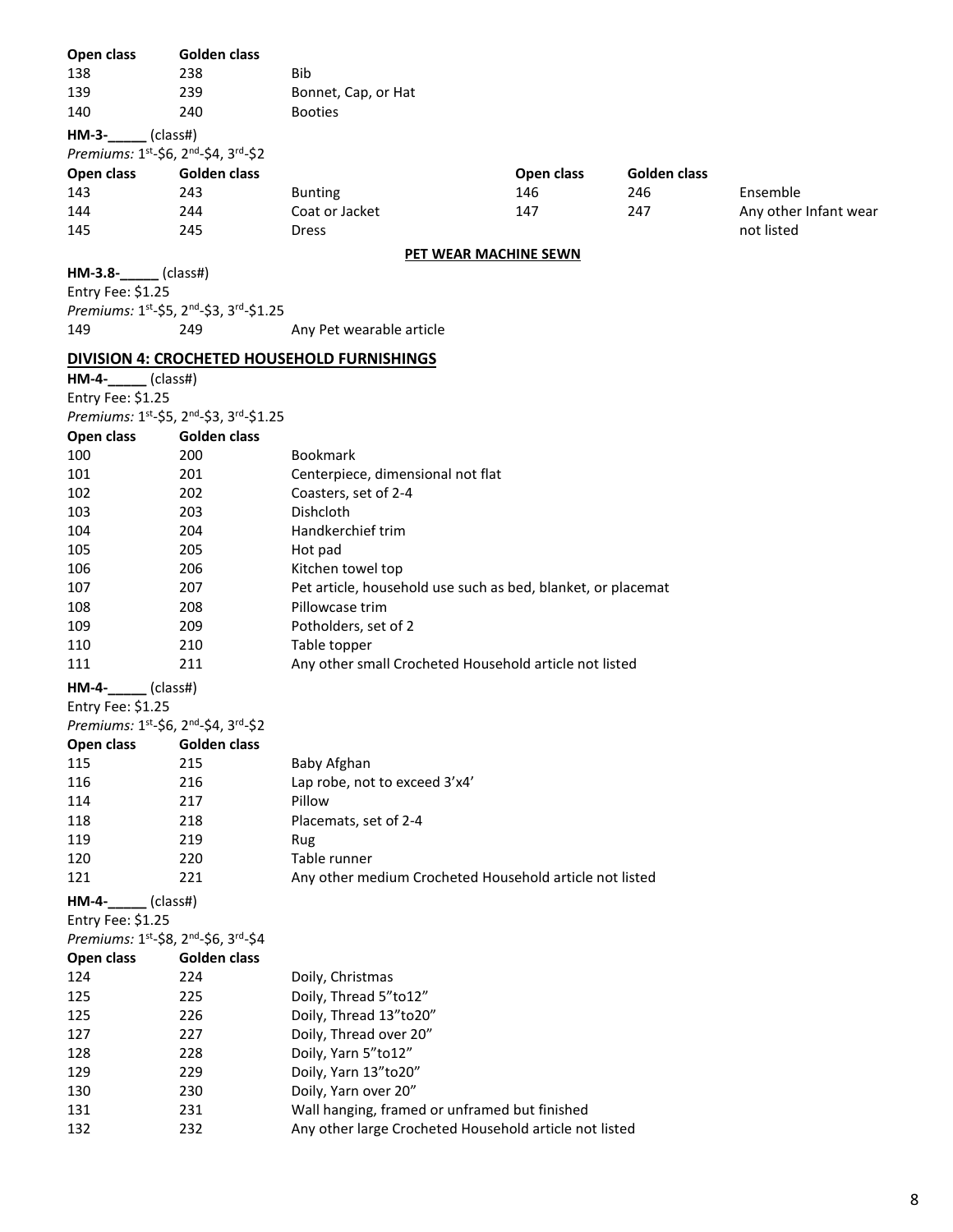| Open class | Golden class | |
|---|---|---|
| 138 | 238 | Bib |
| 139 | 239 | Bonnet, Cap, or Hat |
| 140 | 240 | Booties |

**HM-3-_____** (class#)

*Premiums:* 1st-$6, 2nd-$4, 3rd-$2

| Open class | Golden class | | Open class | Golden class | |
|---|---|---|---|---|---|
| 143 | 243 | Bunting | 146 | 246 | Ensemble |
| 144 | 244 | Coat or Jacket | 147 | 247 | Any other Infant wear not listed |
| 145 | 245 | Dress | | | |

**PET WEAR MACHINE SEWN**

**HM-3.8-_____** (class#)

Entry Fee: $1.25

*Premiums:* 1st-$5, 2nd-$3, 3rd-$1.25

| | | |
|---|---|---|
| 149 | 249 | Any Pet wearable article |

## DIVISION 4: CROCHETED HOUSEHOLD FURNISHINGS

**HM-4-_____** (class#)

Entry Fee: $1.25

*Premiums:* 1st-$5, 2nd-$3, 3rd-$1.25

| Open class | Golden class | |
|---|---|---|
| 100 | 200 | Bookmark |
| 101 | 201 | Centerpiece, dimensional not flat |
| 102 | 202 | Coasters, set of 2-4 |
| 103 | 203 | Dishcloth |
| 104 | 204 | Handkerchief trim |
| 105 | 205 | Hot pad |
| 106 | 206 | Kitchen towel top |
| 107 | 207 | Pet article, household use such as bed, blanket, or placemat |
| 108 | 208 | Pillowcase trim |
| 109 | 209 | Potholders, set of 2 |
| 110 | 210 | Table topper |
| 111 | 211 | Any other small Crocheted Household article not listed |

**HM-4-_____** (class#)

Entry Fee: $1.25

*Premiums:* 1st-$6, 2nd-$4, 3rd-$2

| Open class | Golden class | |
|---|---|---|
| 115 | 215 | Baby Afghan |
| 116 | 216 | Lap robe, not to exceed 3'x4' |
| 114 | 217 | Pillow |
| 118 | 218 | Placemats, set of 2-4 |
| 119 | 219 | Rug |
| 120 | 220 | Table runner |
| 121 | 221 | Any other medium Crocheted Household article not listed |

**HM-4-_____** (class#)

Entry Fee: $1.25

*Premiums:* 1st-$8, 2nd-$6, 3rd-$4

| Open class | Golden class | |
|---|---|---|
| 124 | 224 | Doily, Christmas |
| 125 | 225 | Doily, Thread 5"to12" |
| 125 | 226 | Doily, Thread 13"to20" |
| 127 | 227 | Doily, Thread over 20" |
| 128 | 228 | Doily, Yarn 5"to12" |
| 129 | 229 | Doily, Yarn 13"to20" |
| 130 | 230 | Doily, Yarn over 20" |
| 131 | 231 | Wall hanging, framed or unframed but finished |
| 132 | 232 | Any other large Crocheted Household article not listed |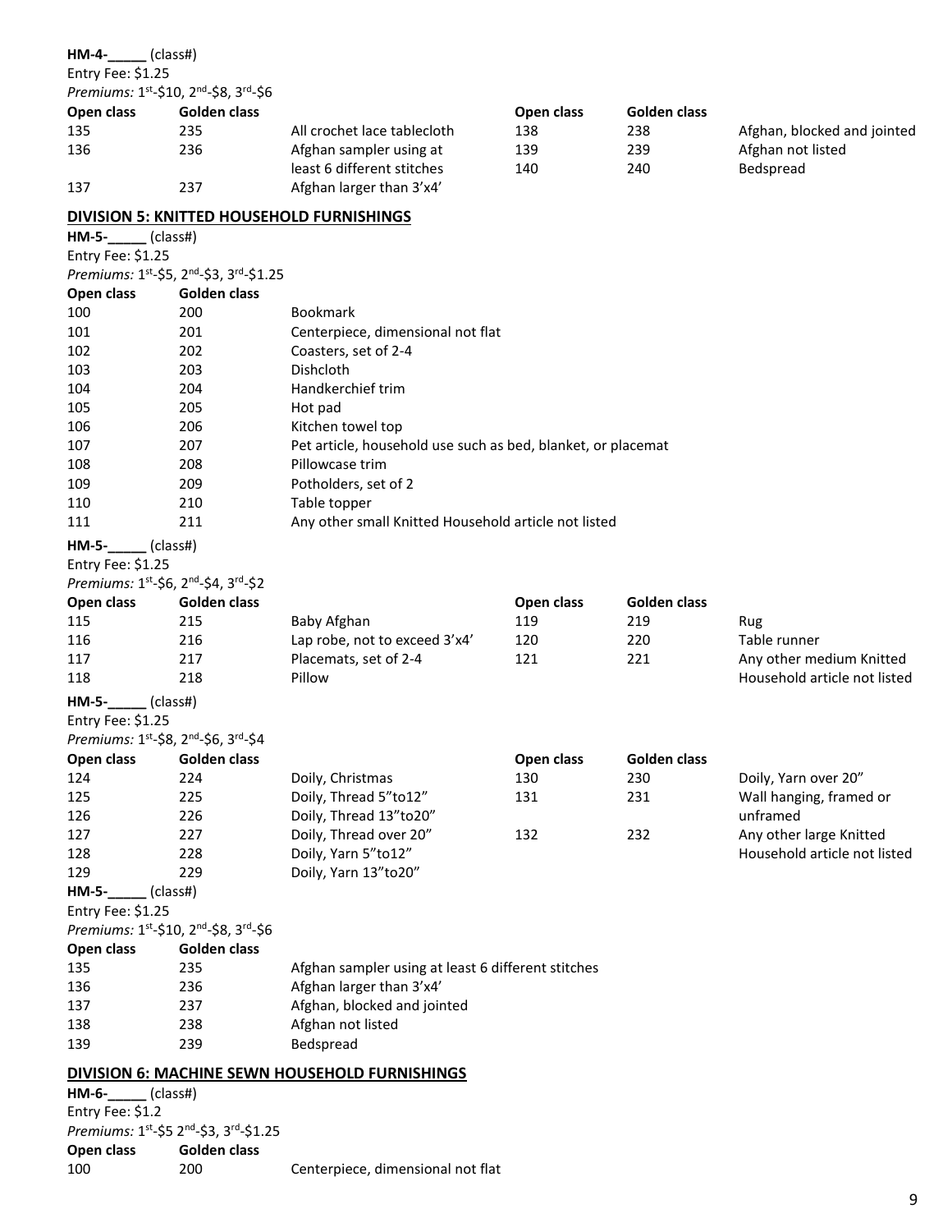**HM-4-_____** (class#)
Entry Fee: $1.25
*Premiums:* 1st-$10, 2nd-$8, 3rd-$6

| Open class | Golden class | | Open class | Golden class | |
|---|---|---|---|---|---|
| 135 | 235 | All crochet lace tablecloth | 138 | 238 | Afghan, blocked and jointed |
| 136 | 236 | Afghan sampler using at least 6 different stitches | 139 | 239 | Afghan not listed |
| 137 | 237 | Afghan larger than 3'x4' | 140 | 240 | Bedspread |

## DIVISION 5: KNITTED HOUSEHOLD FURNISHINGS

**HM-5-_____** (class#)
Entry Fee: $1.25
*Premiums:* 1st-$5, 2nd-$3, 3rd-$1.25

| Open class | Golden class | |
|---|---|---|
| 100 | 200 | Bookmark |
| 101 | 201 | Centerpiece, dimensional not flat |
| 102 | 202 | Coasters, set of 2-4 |
| 103 | 203 | Dishcloth |
| 104 | 204 | Handkerchief trim |
| 105 | 205 | Hot pad |
| 106 | 206 | Kitchen towel top |
| 107 | 207 | Pet article, household use such as bed, blanket, or placemat |
| 108 | 208 | Pillowcase trim |
| 109 | 209 | Potholders, set of 2 |
| 110 | 210 | Table topper |
| 111 | 211 | Any other small Knitted Household article not listed |

**HM-5-_____** (class#)
Entry Fee: $1.25
*Premiums:* 1st-$6, 2nd-$4, 3rd-$2

| Open class | Golden class | | Open class | Golden class | |
|---|---|---|---|---|---|
| 115 | 215 | Baby Afghan | 119 | 219 | Rug |
| 116 | 216 | Lap robe, not to exceed 3'x4' | 120 | 220 | Table runner |
| 117 | 217 | Placemats, set of 2-4 | 121 | 221 | Any other medium Knitted Household article not listed |
| 118 | 218 | Pillow | | | |

**HM-5-_____** (class#)
Entry Fee: $1.25
*Premiums:* 1st-$8, 2nd-$6, 3rd-$4

| Open class | Golden class | | Open class | Golden class | |
|---|---|---|---|---|---|
| 124 | 224 | Doily, Christmas | 130 | 230 | Doily, Yarn over 20" |
| 125 | 225 | Doily, Thread 5"to12" | 131 | 231 | Wall hanging, framed or unframed |
| 126 | 226 | Doily, Thread 13"to20" | | | |
| 127 | 227 | Doily, Thread over 20" | 132 | 232 | Any other large Knitted Household article not listed |
| 128 | 228 | Doily, Yarn 5"to12" | | | |
| 129 | 229 | Doily, Yarn 13"to20" | | | |

**HM-5-_____** (class#)
Entry Fee: $1.25
*Premiums:* 1st-$10, 2nd-$8, 3rd-$6

| Open class | Golden class | |
|---|---|---|
| 135 | 235 | Afghan sampler using at least 6 different stitches |
| 136 | 236 | Afghan larger than 3'x4' |
| 137 | 237 | Afghan, blocked and jointed |
| 138 | 238 | Afghan not listed |
| 139 | 239 | Bedspread |

## DIVISION 6: MACHINE SEWN HOUSEHOLD FURNISHINGS

**HM-6-_____** (class#)
Entry Fee: $1.2
*Premiums:* 1st-$5 2nd-$3, 3rd-$1.25

| Open class | Golden class | |
|---|---|---|
| 100 | 200 | Centerpiece, dimensional not flat |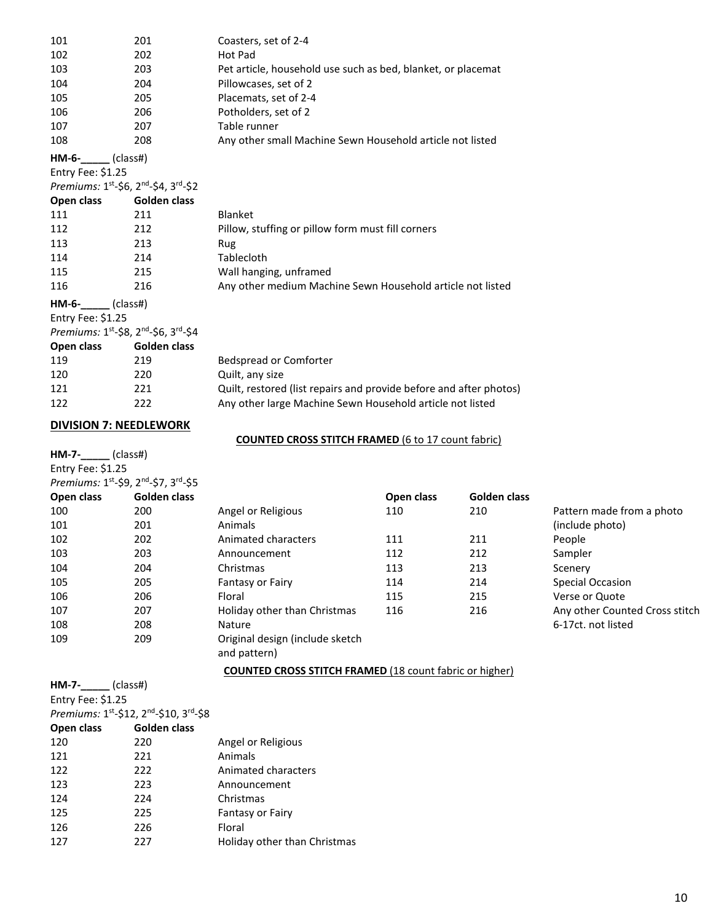| | | |
|---|---|---|
| 101 | 201 | Coasters, set of 2-4 |
| 102 | 202 | Hot Pad |
| 103 | 203 | Pet article, household use such as bed, blanket, or placemat |
| 104 | 204 | Pillowcases, set of 2 |
| 105 | 205 | Placemats, set of 2-4 |
| 106 | 206 | Potholders, set of 2 |
| 107 | 207 | Table runner |
| 108 | 208 | Any other small Machine Sewn Household article not listed |

**HM-6-_____** (class#)
Entry Fee: $1.25
*Premiums:* 1st-$6, 2nd-$4, 3rd-$2

| Open class | Golden class | |
|---|---|---|
| 111 | 211 | Blanket |
| 112 | 212 | Pillow, stuffing or pillow form must fill corners |
| 113 | 213 | Rug |
| 114 | 214 | Tablecloth |
| 115 | 215 | Wall hanging, unframed |
| 116 | 216 | Any other medium Machine Sewn Household article not listed |

**HM-6-_____** (class#)
Entry Fee: $1.25
*Premiums:* 1st-$8, 2nd-$6, 3rd-$4

| Open class | Golden class | |
|---|---|---|
| 119 | 219 | Bedspread or Comforter |
| 120 | 220 | Quilt, any size |
| 121 | 221 | Quilt, restored (list repairs and provide before and after photos) |
| 122 | 222 | Any other large Machine Sewn Household article not listed |

## DIVISION 7: NEEDLEWORK

**COUNTED CROSS STITCH FRAMED** (6 to 17 count fabric)

**HM-7-_____** (class#)
Entry Fee: $1.25
*Premiums:* 1st-$9, 2nd-$7, 3rd-$5

| Open class | Golden class | |
|---|---|---|
| 100 | 200 | Angel or Religious |
| 101 | 201 | Animals |
| 102 | 202 | Animated characters |
| 103 | 203 | Announcement |
| 104 | 204 | Christmas |
| 105 | 205 | Fantasy or Fairy |
| 106 | 206 | Floral |
| 107 | 207 | Holiday other than Christmas |
| 108 | 208 | Nature |
| 109 | 209 | Original design (include sketch and pattern) |
| 110 | 210 | Pattern made from a photo (include photo) |
| 111 | 211 | People |
| 112 | 212 | Sampler |
| 113 | 213 | Scenery |
| 114 | 214 | Special Occasion |
| 115 | 215 | Verse or Quote |
| 116 | 216 | Any other Counted Cross stitch 6-17ct. not listed |

**COUNTED CROSS STITCH FRAMED** (18 count fabric or higher)

**HM-7-_____** (class#)
Entry Fee: $1.25
*Premiums:* 1st-$12, 2nd-$10, 3rd-$8

| Open class | Golden class | |
|---|---|---|
| 120 | 220 | Angel or Religious |
| 121 | 221 | Animals |
| 122 | 222 | Animated characters |
| 123 | 223 | Announcement |
| 124 | 224 | Christmas |
| 125 | 225 | Fantasy or Fairy |
| 126 | 226 | Floral |
| 127 | 227 | Holiday other than Christmas |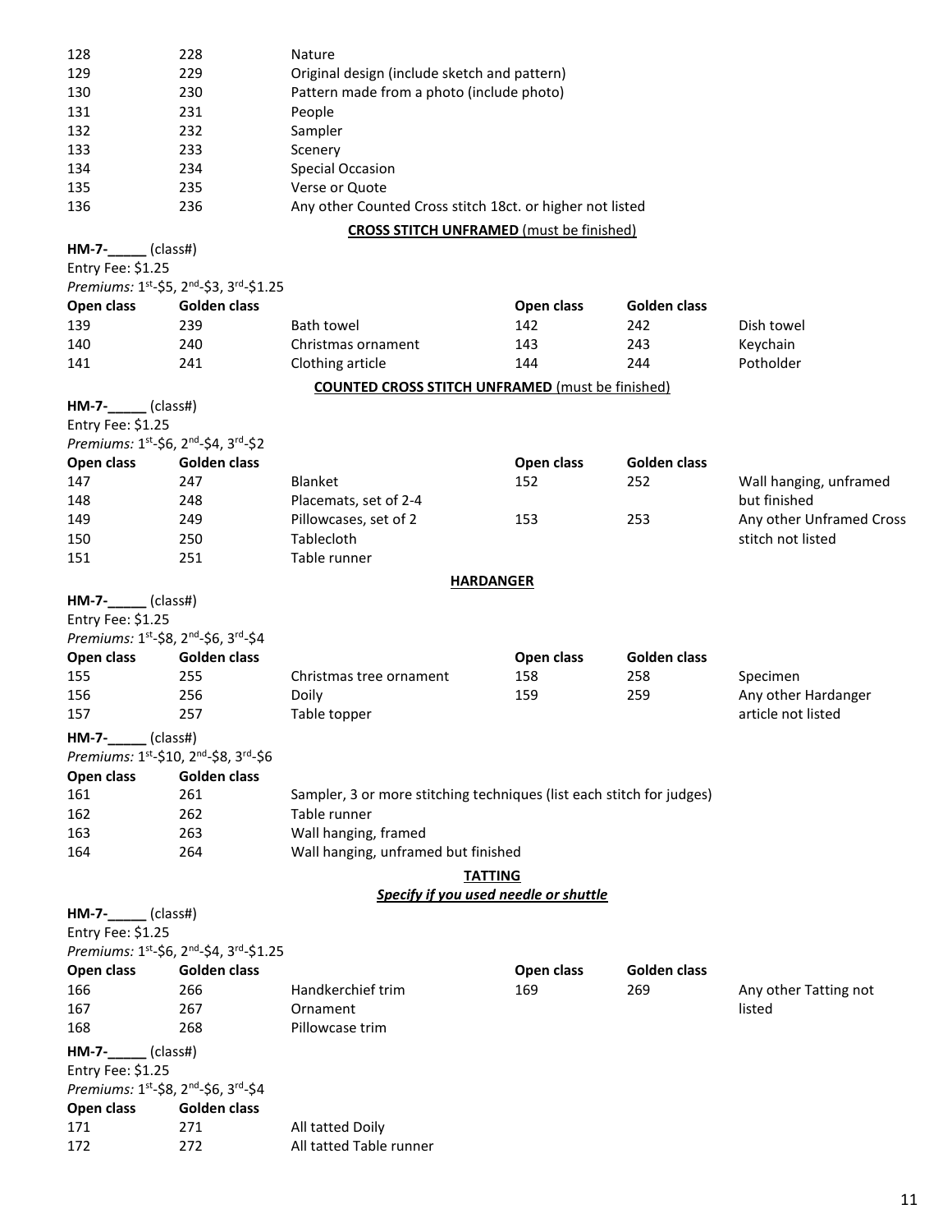| | | |
|---|---|---|
| 128 | 228 | Nature |
| 129 | 229 | Original design (include sketch and pattern) |
| 130 | 230 | Pattern made from a photo (include photo) |
| 131 | 231 | People |
| 132 | 232 | Sampler |
| 133 | 233 | Scenery |
| 134 | 234 | Special Occasion |
| 135 | 235 | Verse or Quote |
| 136 | 236 | Any other Counted Cross stitch 18ct. or higher not listed |

## CROSS STITCH UNFRAMED (must be finished)

**HM-7-_____** (class#)
Entry Fee: $1.25
*Premiums:* 1st-$5, 2nd-$3, 3rd-$1.25

| Open class | Golden class | | Open class | Golden class | |
|---|---|---|---|---|---|
| 139 | 239 | Bath towel | 142 | 242 | Dish towel |
| 140 | 240 | Christmas ornament | 143 | 243 | Keychain |
| 141 | 241 | Clothing article | 144 | 244 | Potholder |

## COUNTED CROSS STITCH UNFRAMED (must be finished)

**HM-7-_____** (class#)
Entry Fee: $1.25
*Premiums:* 1st-$6, 2nd-$4, 3rd-$2

| Open class | Golden class | | Open class | Golden class | |
|---|---|---|---|---|---|
| 147 | 247 | Blanket | 152 | 252 | Wall hanging, unframed but finished |
| 148 | 248 | Placemats, set of 2-4 | | | |
| 149 | 249 | Pillowcases, set of 2 | 153 | 253 | Any other Unframed Cross stitch not listed |
| 150 | 250 | Tablecloth | | | |
| 151 | 251 | Table runner | | | |

## HARDANGER

**HM-7-_____** (class#)
Entry Fee: $1.25
*Premiums:* 1st-$8, 2nd-$6, 3rd-$4

| Open class | Golden class | | Open class | Golden class | |
|---|---|---|---|---|---|
| 155 | 255 | Christmas tree ornament | 158 | 258 | Specimen |
| 156 | 256 | Doily | 159 | 259 | Any other Hardanger article not listed |
| 157 | 257 | Table topper | | | |

**HM-7-_____** (class#)
*Premiums:* 1st-$10, 2nd-$8, 3rd-$6

| Open class | Golden class | |
|---|---|---|
| 161 | 261 | Sampler, 3 or more stitching techniques (list each stitch for judges) |
| 162 | 262 | Table runner |
| 163 | 263 | Wall hanging, framed |
| 164 | 264 | Wall hanging, unframed but finished |

## TATTING

***Specify if you used needle or shuttle***

**HM-7-_____** (class#)
Entry Fee: $1.25
*Premiums:* 1st-$6, 2nd-$4, 3rd-$1.25

| Open class | Golden class | | Open class | Golden class | |
|---|---|---|---|---|---|
| 166 | 266 | Handkerchief trim | 169 | 269 | Any other Tatting not listed |
| 167 | 267 | Ornament | | | |
| 168 | 268 | Pillowcase trim | | | |

**HM-7-_____** (class#)
Entry Fee: $1.25
*Premiums:* 1st-$8, 2nd-$6, 3rd-$4

| Open class | Golden class | |
|---|---|---|
| 171 | 271 | All tatted Doily |
| 172 | 272 | All tatted Table runner |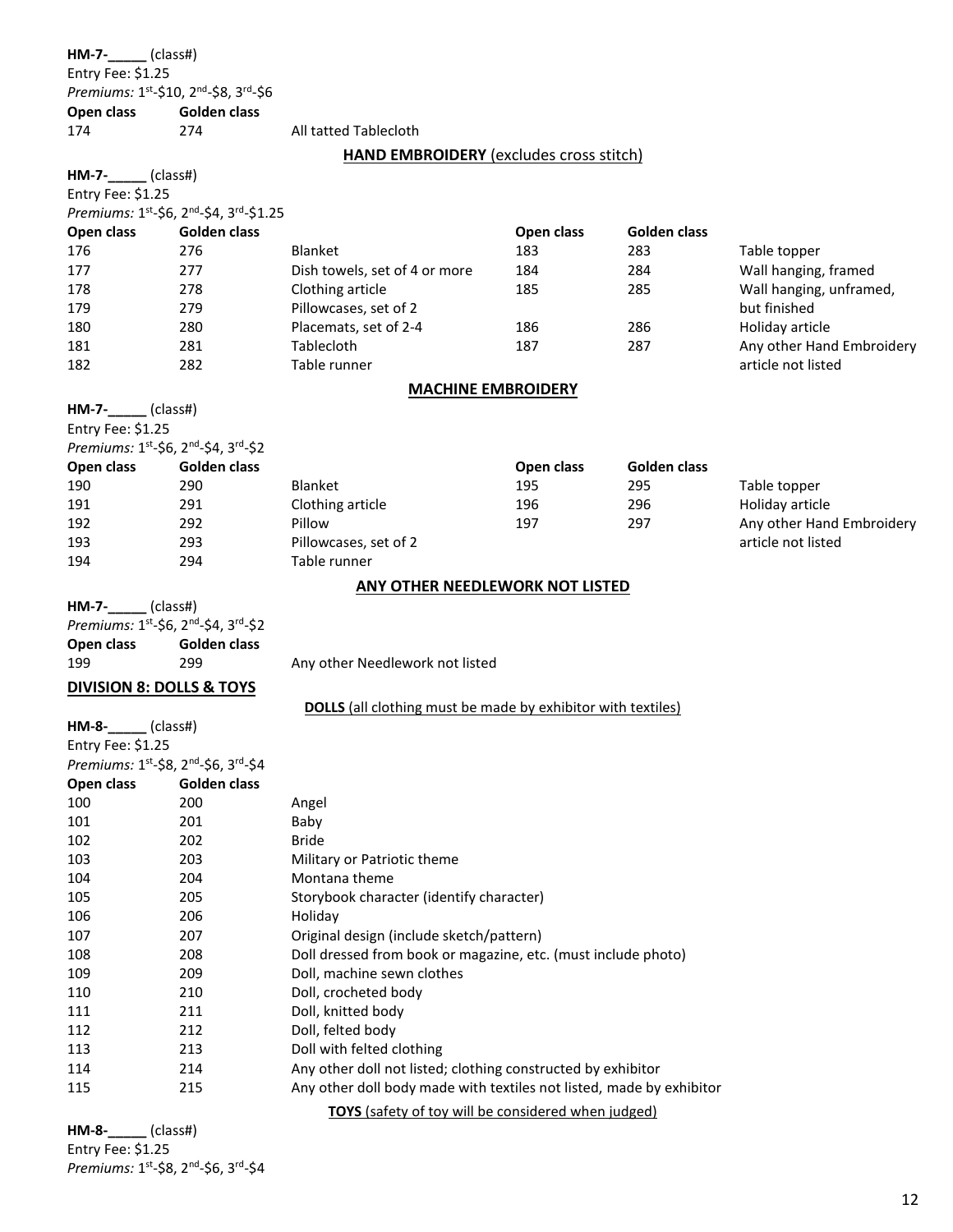**HM-7-_____** (class#)
Entry Fee: $1.25
*Premiums:* 1st-$10, 2nd-$8, 3rd-$6

| Open class | Golden class | |
|---|---|---|
| 174 | 274 | All tatted Tablecloth |

**HAND EMBROIDERY** (excludes cross stitch)

**HM-7-_____** (class#)
Entry Fee: $1.25
*Premiums:* 1st-$6, 2nd-$4, 3rd-$1.25

| Open class | Golden class | | Open class | Golden class | |
|---|---|---|---|---|---|
| 176 | 276 | Blanket | 183 | 283 | Table topper |
| 177 | 277 | Dish towels, set of 4 or more | 184 | 284 | Wall hanging, framed |
| 178 | 278 | Clothing article | 185 | 285 | Wall hanging, unframed, but finished |
| 179 | 279 | Pillowcases, set of 2 | | | |
| 180 | 280 | Placemats, set of 2-4 | 186 | 286 | Holiday article |
| 181 | 281 | Tablecloth | 187 | 287 | Any other Hand Embroidery article not listed |
| 182 | 282 | Table runner | | | |

**MACHINE EMBROIDERY**

**HM-7-_____** (class#)
Entry Fee: $1.25
*Premiums:* 1st-$6, 2nd-$4, 3rd-$2

| Open class | Golden class | | Open class | Golden class | |
|---|---|---|---|---|---|
| 190 | 290 | Blanket | 195 | 295 | Table topper |
| 191 | 291 | Clothing article | 196 | 296 | Holiday article |
| 192 | 292 | Pillow | 197 | 297 | Any other Hand Embroidery article not listed |
| 193 | 293 | Pillowcases, set of 2 | | | |
| 194 | 294 | Table runner | | | |

**ANY OTHER NEEDLEWORK NOT LISTED**

**HM-7-_____** (class#)
*Premiums:* 1st-$6, 2nd-$4, 3rd-$2

| Open class | Golden class | |
|---|---|---|
| 199 | 299 | Any other Needlework not listed |

## DIVISION 8: DOLLS & TOYS

**DOLLS** (all clothing must be made by exhibitor with textiles)

**HM-8-_____** (class#)
Entry Fee: $1.25
*Premiums:* 1st-$8, 2nd-$6, 3rd-$4

| Open class | Golden class | |
|---|---|---|
| 100 | 200 | Angel |
| 101 | 201 | Baby |
| 102 | 202 | Bride |
| 103 | 203 | Military or Patriotic theme |
| 104 | 204 | Montana theme |
| 105 | 205 | Storybook character (identify character) |
| 106 | 206 | Holiday |
| 107 | 207 | Original design (include sketch/pattern) |
| 108 | 208 | Doll dressed from book or magazine, etc. (must include photo) |
| 109 | 209 | Doll, machine sewn clothes |
| 110 | 210 | Doll, crocheted body |
| 111 | 211 | Doll, knitted body |
| 112 | 212 | Doll, felted body |
| 113 | 213 | Doll with felted clothing |
| 114 | 214 | Any other doll not listed; clothing constructed by exhibitor |
| 115 | 215 | Any other doll body made with textiles not listed, made by exhibitor |

**TOYS** (safety of toy will be considered when judged)

**HM-8-_____** (class#)
Entry Fee: $1.25
*Premiums:* 1st-$8, 2nd-$6, 3rd-$4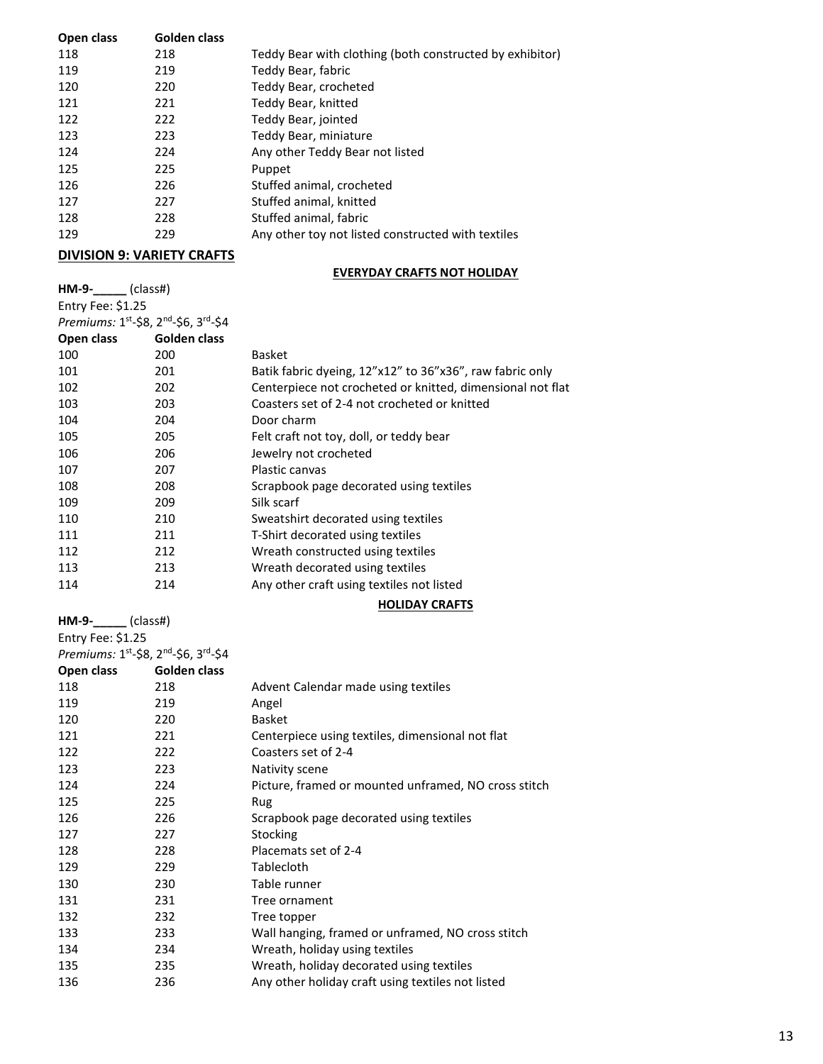| Open class | Golden class | |
|---|---|---|
| 118 | 218 | Teddy Bear with clothing (both constructed by exhibitor) |
| 119 | 219 | Teddy Bear, fabric |
| 120 | 220 | Teddy Bear, crocheted |
| 121 | 221 | Teddy Bear, knitted |
| 122 | 222 | Teddy Bear, jointed |
| 123 | 223 | Teddy Bear, miniature |
| 124 | 224 | Any other Teddy Bear not listed |
| 125 | 225 | Puppet |
| 126 | 226 | Stuffed animal, crocheted |
| 127 | 227 | Stuffed animal, knitted |
| 128 | 228 | Stuffed animal, fabric |
| 129 | 229 | Any other toy not listed constructed with textiles |

## DIVISION 9: VARIETY CRAFTS

### EVERYDAY CRAFTS NOT HOLIDAY

**HM-9-\_\_\_\_\_** (class#)
Entry Fee: $1.25
*Premiums:* 1st-$8, 2nd-$6, 3rd-$4

| Open class | Golden class | |
|---|---|---|
| 100 | 200 | Basket |
| 101 | 201 | Batik fabric dyeing, 12"x12" to 36"x36", raw fabric only |
| 102 | 202 | Centerpiece not crocheted or knitted, dimensional not flat |
| 103 | 203 | Coasters set of 2-4 not crocheted or knitted |
| 104 | 204 | Door charm |
| 105 | 205 | Felt craft not toy, doll, or teddy bear |
| 106 | 206 | Jewelry not crocheted |
| 107 | 207 | Plastic canvas |
| 108 | 208 | Scrapbook page decorated using textiles |
| 109 | 209 | Silk scarf |
| 110 | 210 | Sweatshirt decorated using textiles |
| 111 | 211 | T-Shirt decorated using textiles |
| 112 | 212 | Wreath constructed using textiles |
| 113 | 213 | Wreath decorated using textiles |
| 114 | 214 | Any other craft using textiles not listed |

### HOLIDAY CRAFTS

**HM-9-\_\_\_\_\_** (class#)
Entry Fee: $1.25
*Premiums:* 1st-$8, 2nd-$6, 3rd-$4

| Open class | Golden class | |
|---|---|---|
| 118 | 218 | Advent Calendar made using textiles |
| 119 | 219 | Angel |
| 120 | 220 | Basket |
| 121 | 221 | Centerpiece using textiles, dimensional not flat |
| 122 | 222 | Coasters set of 2-4 |
| 123 | 223 | Nativity scene |
| 124 | 224 | Picture, framed or mounted unframed, NO cross stitch |
| 125 | 225 | Rug |
| 126 | 226 | Scrapbook page decorated using textiles |
| 127 | 227 | Stocking |
| 128 | 228 | Placemats set of 2-4 |
| 129 | 229 | Tablecloth |
| 130 | 230 | Table runner |
| 131 | 231 | Tree ornament |
| 132 | 232 | Tree topper |
| 133 | 233 | Wall hanging, framed or unframed, NO cross stitch |
| 134 | 234 | Wreath, holiday using textiles |
| 135 | 235 | Wreath, holiday decorated using textiles |
| 136 | 236 | Any other holiday craft using textiles not listed |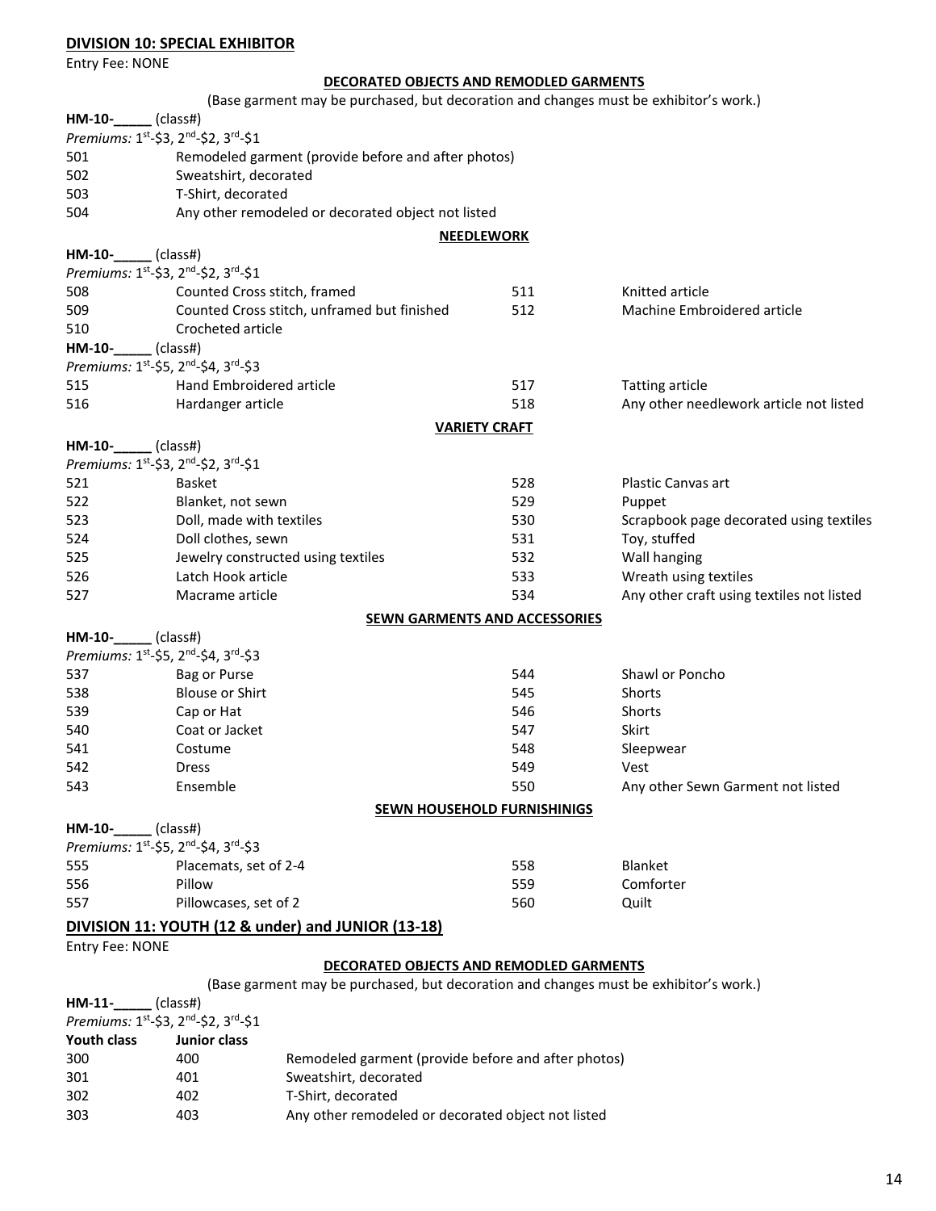## DIVISION 10: SPECIAL EXHIBITOR

Entry Fee: NONE

### DECORATED OBJECTS AND REMODLED GARMENTS

(Base garment may be purchased, but decoration and changes must be exhibitor's work.)

**HM-10-_____** (class#)

*Premiums:* 1st-$3, 2nd-$2, 3rd-$1

| | |
|---|---|
| 501 | Remodeled garment (provide before and after photos) |
| 502 | Sweatshirt, decorated |
| 503 | T-Shirt, decorated |
| 504 | Any other remodeled or decorated object not listed |

### NEEDLEWORK

**HM-10-_____** (class#)

*Premiums:* 1st-$3, 2nd-$2, 3rd-$1

| | | | |
|---|---|---|---|
| 508 | Counted Cross stitch, framed | 511 | Knitted article |
| 509 | Counted Cross stitch, unframed but finished | 512 | Machine Embroidered article |
| 510 | Crocheted article | | |

**HM-10-_____** (class#)

*Premiums:* 1st-$5, 2nd-$4, 3rd-$3

| | | | |
|---|---|---|---|
| 515 | Hand Embroidered article | 517 | Tatting article |
| 516 | Hardanger article | 518 | Any other needlework article not listed |

### VARIETY CRAFT

**HM-10-_____** (class#)

*Premiums:* 1st-$3, 2nd-$2, 3rd-$1

| | | | |
|---|---|---|---|
| 521 | Basket | 528 | Plastic Canvas art |
| 522 | Blanket, not sewn | 529 | Puppet |
| 523 | Doll, made with textiles | 530 | Scrapbook page decorated using textiles |
| 524 | Doll clothes, sewn | 531 | Toy, stuffed |
| 525 | Jewelry constructed using textiles | 532 | Wall hanging |
| 526 | Latch Hook article | 533 | Wreath using textiles |
| 527 | Macrame article | 534 | Any other craft using textiles not listed |

### SEWN GARMENTS AND ACCESSORIES

**HM-10-_____** (class#)

*Premiums:* 1st-$5, 2nd-$4, 3rd-$3

| | | | |
|---|---|---|---|
| 537 | Bag or Purse | 544 | Shawl or Poncho |
| 538 | Blouse or Shirt | 545 | Shorts |
| 539 | Cap or Hat | 546 | Shorts |
| 540 | Coat or Jacket | 547 | Skirt |
| 541 | Costume | 548 | Sleepwear |
| 542 | Dress | 549 | Vest |
| 543 | Ensemble | 550 | Any other Sewn Garment not listed |

### SEWN HOUSEHOLD FURNISHINIGS

**HM-10-_____** (class#)

*Premiums:* 1st-$5, 2nd-$4, 3rd-$3

| | | | |
|---|---|---|---|
| 555 | Placemats, set of 2-4 | 558 | Blanket |
| 556 | Pillow | 559 | Comforter |
| 557 | Pillowcases, set of 2 | 560 | Quilt |

## DIVISION 11: YOUTH (12 & under) and JUNIOR (13-18)

Entry Fee: NONE

### DECORATED OBJECTS AND REMODLED GARMENTS

(Base garment may be purchased, but decoration and changes must be exhibitor's work.)

**HM-11-_____** (class#)

*Premiums:* 1st-$3, 2nd-$2, 3rd-$1

| Youth class | Junior class | |
|---|---|---|
| 300 | 400 | Remodeled garment (provide before and after photos) |
| 301 | 401 | Sweatshirt, decorated |
| 302 | 402 | T-Shirt, decorated |
| 303 | 403 | Any other remodeled or decorated object not listed |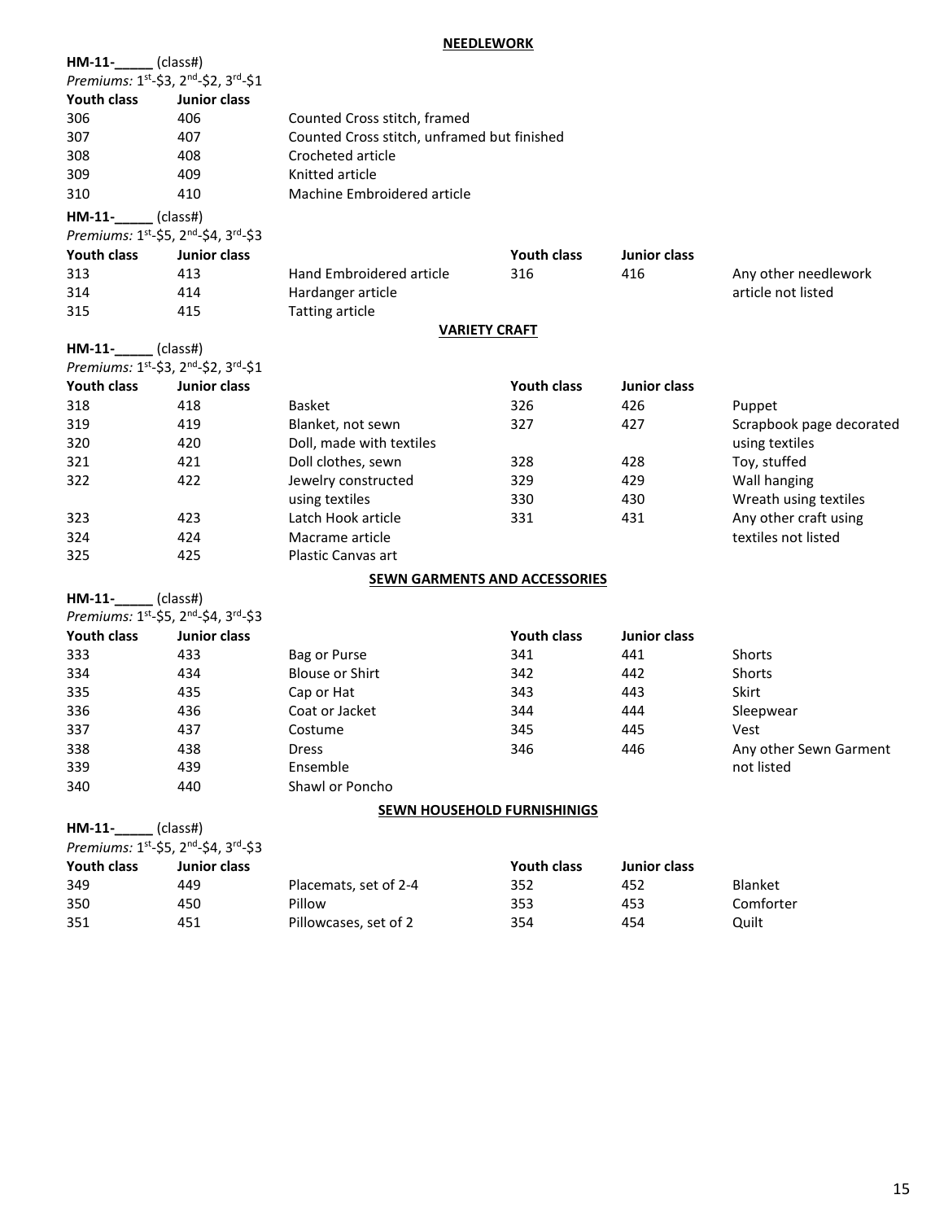## NEEDLEWORK

**HM-11-\_\_\_\_\_** (class#)
*Premiums: 1st-$3, 2nd-$2, 3rd-$1*

| Youth class | Junior class | |
|---|---|---|
| 306 | 406 | Counted Cross stitch, framed |
| 307 | 407 | Counted Cross stitch, unframed but finished |
| 308 | 408 | Crocheted article |
| 309 | 409 | Knitted article |
| 310 | 410 | Machine Embroidered article |

**HM-11-\_\_\_\_\_** (class#)
*Premiums: 1st-$5, 2nd-$4, 3rd-$3*

| Youth class | Junior class | | Youth class | Junior class | |
|---|---|---|---|---|---|
| 313 | 413 | Hand Embroidered article | 316 | 416 | Any other needlework article not listed |
| 314 | 414 | Hardanger article | | | |
| 315 | 415 | Tatting article | | | |

## VARIETY CRAFT

**HM-11-\_\_\_\_\_** (class#)
*Premiums: 1st-$3, 2nd-$2, 3rd-$1*

| Youth class | Junior class | | Youth class | Junior class | |
|---|---|---|---|---|---|
| 318 | 418 | Basket | 326 | 426 | Puppet |
| 319 | 419 | Blanket, not sewn | 327 | 427 | Scrapbook page decorated using textiles |
| 320 | 420 | Doll, made with textiles | | | |
| 321 | 421 | Doll clothes, sewn | 328 | 428 | Toy, stuffed |
| 322 | 422 | Jewelry constructed using textiles | 329 | 429 | Wall hanging |
| | | | 330 | 430 | Wreath using textiles |
| 323 | 423 | Latch Hook article | 331 | 431 | Any other craft using textiles not listed |
| 324 | 424 | Macrame article | | | |
| 325 | 425 | Plastic Canvas art | | | |

## SEWN GARMENTS AND ACCESSORIES

**HM-11-\_\_\_\_\_** (class#)
*Premiums: 1st-$5, 2nd-$4, 3rd-$3*

| Youth class | Junior class | | Youth class | Junior class | |
|---|---|---|---|---|---|
| 333 | 433 | Bag or Purse | 341 | 441 | Shorts |
| 334 | 434 | Blouse or Shirt | 342 | 442 | Shorts |
| 335 | 435 | Cap or Hat | 343 | 443 | Skirt |
| 336 | 436 | Coat or Jacket | 344 | 444 | Sleepwear |
| 337 | 437 | Costume | 345 | 445 | Vest |
| 338 | 438 | Dress | 346 | 446 | Any other Sewn Garment not listed |
| 339 | 439 | Ensemble | | | |
| 340 | 440 | Shawl or Poncho | | | |

## SEWN HOUSEHOLD FURNISHINIGS

**HM-11-\_\_\_\_\_** (class#)
*Premiums: 1st-$5, 2nd-$4, 3rd-$3*

| Youth class | Junior class | | Youth class | Junior class | |
|---|---|---|---|---|---|
| 349 | 449 | Placemats, set of 2-4 | 352 | 452 | Blanket |
| 350 | 450 | Pillow | 353 | 453 | Comforter |
| 351 | 451 | Pillowcases, set of 2 | 354 | 454 | Quilt |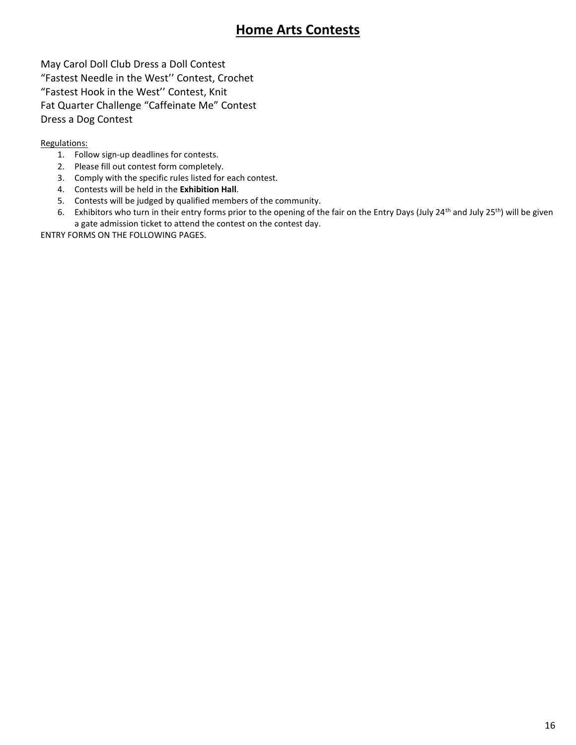# Home Arts Contests

May Carol Doll Club Dress a Doll Contest
“Fastest Needle in the West’’ Contest, Crochet
“Fastest Hook in the West’’ Contest, Knit
Fat Quarter Challenge “Caffeinate Me” Contest
Dress a Dog Contest

Regulations:

1. Follow sign-up deadlines for contests.
2. Please fill out contest form completely.
3. Comply with the specific rules listed for each contest.
4. Contests will be held in the **Exhibition Hall**.
5. Contests will be judged by qualified members of the community.
6. Exhibitors who turn in their entry forms prior to the opening of the fair on the Entry Days (July 24th and July 25th) will be given a gate admission ticket to attend the contest on the contest day.

ENTRY FORMS ON THE FOLLOWING PAGES.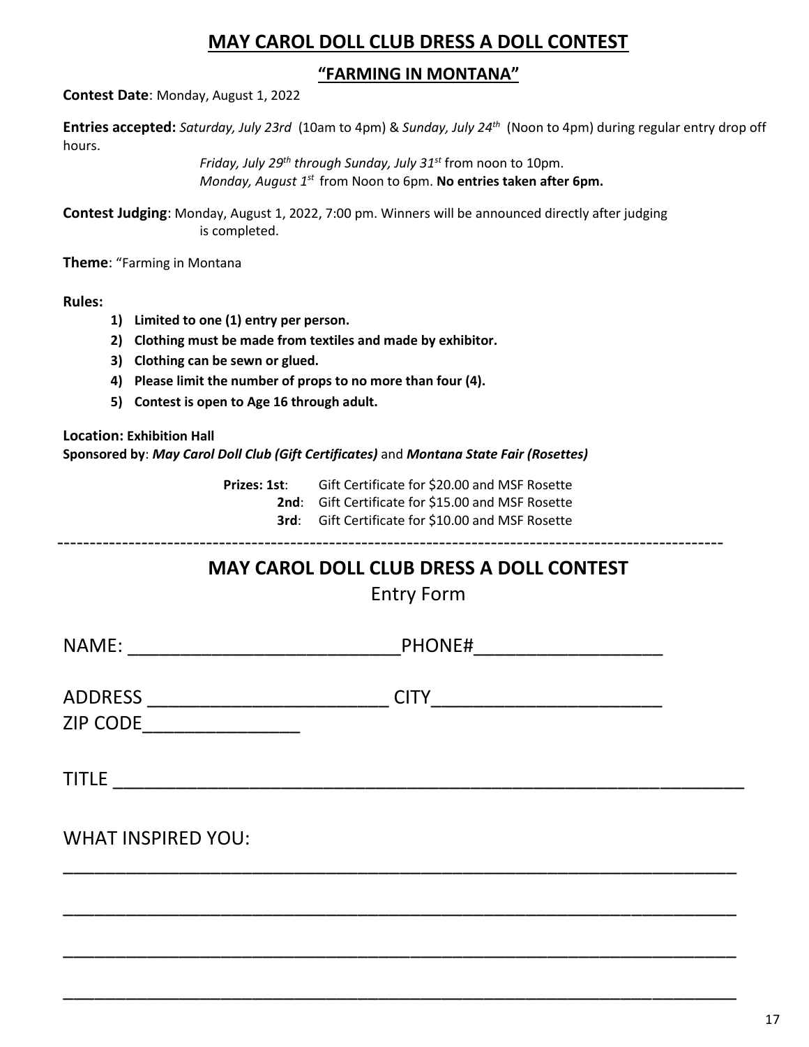# MAY CAROL DOLL CLUB DRESS A DOLL CONTEST

## "FARMING IN MONTANA"

**Contest Date**: Monday, August 1, 2022

**Entries accepted:** *Saturday, July 23rd* (10am to 4pm) & *Sunday, July 24th* (Noon to 4pm) during regular entry drop off hours.

*Friday, July 29th through Sunday, July 31st* from noon to 10pm.
*Monday, August 1st* from Noon to 6pm. **No entries taken after 6pm.**

**Contest Judging**: Monday, August 1, 2022, 7:00 pm. Winners will be announced directly after judging is completed.

**Theme**: "Farming in Montana

**Rules:**

1) **Limited to one (1) entry per person.**
2) **Clothing must be made from textiles and made by exhibitor.**
3) **Clothing can be sewn or glued.**
4) **Please limit the number of props to no more than four (4).**
5) **Contest is open to Age 16 through adult.**

**Location: Exhibition Hall**
**Sponsored by**: ***May Carol Doll Club (Gift Certificates)*** and ***Montana State Fair (Rosettes)***

**Prizes: 1st**: Gift Certificate for $20.00 and MSF Rosette
**2nd**: Gift Certificate for $15.00 and MSF Rosette
**3rd**: Gift Certificate for $10.00 and MSF Rosette

---

# MAY CAROL DOLL CLUB DRESS A DOLL CONTEST

Entry Form

NAME: ___________________________PHONE#__________________

ADDRESS ________________________ CITY______________________
ZIP CODE________________

TITLE _______________________________________________________________

WHAT INSPIRED YOU:

_______________________________________________________________________

_______________________________________________________________________

_______________________________________________________________________

_______________________________________________________________________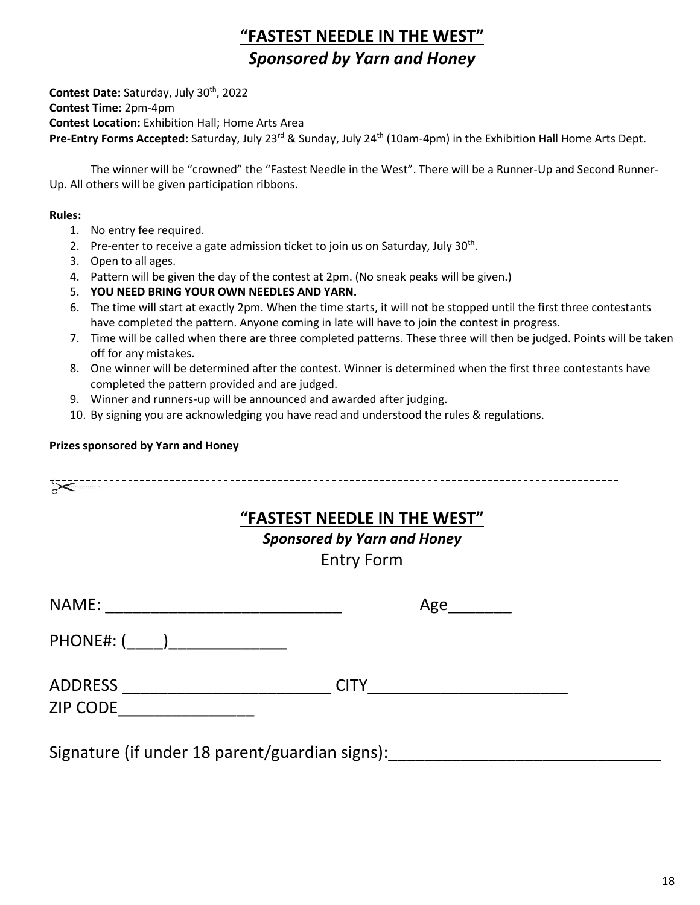# "FASTEST NEEDLE IN THE WEST"

## *Sponsored by Yarn and Honey*

**Contest Date:** Saturday, July 30th, 2022
**Contest Time:** 2pm-4pm
**Contest Location:** Exhibition Hall; Home Arts Area
**Pre-Entry Forms Accepted:** Saturday, July 23rd & Sunday, July 24th (10am-4pm) in the Exhibition Hall Home Arts Dept.

The winner will be "crowned" the "Fastest Needle in the West". There will be a Runner-Up and Second Runner-Up. All others will be given participation ribbons.

**Rules:**

1. No entry fee required.
2. Pre-enter to receive a gate admission ticket to join us on Saturday, July 30th.
3. Open to all ages.
4. Pattern will be given the day of the contest at 2pm. (No sneak peaks will be given.)
5. **YOU NEED BRING YOUR OWN NEEDLES AND YARN.**
6. The time will start at exactly 2pm. When the time starts, it will not be stopped until the first three contestants have completed the pattern. Anyone coming in late will have to join the contest in progress.
7. Time will be called when there are three completed patterns. These three will then be judged. Points will be taken off for any mistakes.
8. One winner will be determined after the contest. Winner is determined when the first three contestants have completed the pattern provided and are judged.
9. Winner and runners-up will be announced and awarded after judging.
10. By signing you are acknowledging you have read and understood the rules & regulations.

**Prizes sponsored by Yarn and Honey**

---

# "FASTEST NEEDLE IN THE WEST"

## *Sponsored by Yarn and Honey*

Entry Form

NAME: ___________________________ Age_______

PHONE#: (____)_____________

ADDRESS _______________________ CITY______________________
ZIP CODE________________

Signature (if under 18 parent/guardian signs):_____________________________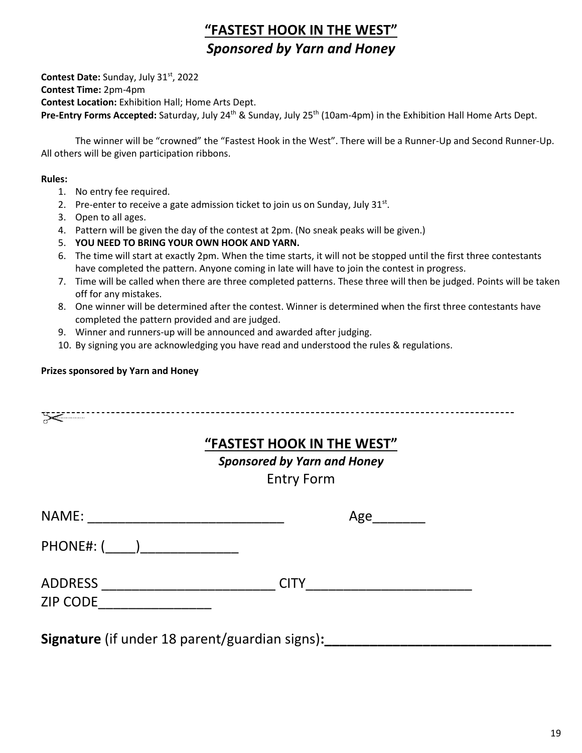# "FASTEST HOOK IN THE WEST"

***Sponsored by Yarn and Honey***

**Contest Date:** Sunday, July 31st, 2022
**Contest Time:** 2pm-4pm
**Contest Location:** Exhibition Hall; Home Arts Dept.
**Pre-Entry Forms Accepted:** Saturday, July 24th & Sunday, July 25th (10am-4pm) in the Exhibition Hall Home Arts Dept.

The winner will be "crowned" the "Fastest Hook in the West". There will be a Runner-Up and Second Runner-Up. All others will be given participation ribbons.

**Rules:**

1. No entry fee required.
2. Pre-enter to receive a gate admission ticket to join us on Sunday, July 31st.
3. Open to all ages.
4. Pattern will be given the day of the contest at 2pm. (No sneak peaks will be given.)
5. **YOU NEED TO BRING YOUR OWN HOOK AND YARN.**
6. The time will start at exactly 2pm. When the time starts, it will not be stopped until the first three contestants have completed the pattern. Anyone coming in late will have to join the contest in progress.
7. Time will be called when there are three completed patterns. These three will then be judged. Points will be taken off for any mistakes.
8. One winner will be determined after the contest. Winner is determined when the first three contestants have completed the pattern provided and are judged.
9. Winner and runners-up will be announced and awarded after judging.
10. By signing you are acknowledging you have read and understood the rules & regulations.

**Prizes sponsored by Yarn and Honey**

---

# "FASTEST HOOK IN THE WEST"

***Sponsored by Yarn and Honey***

Entry Form

NAME: ___________________________ Age_______

PHONE#: (____)_____________

ADDRESS _______________________ CITY______________________
ZIP CODE_______________

**Signature** (if under 18 parent/guardian signs)**:_____________________________**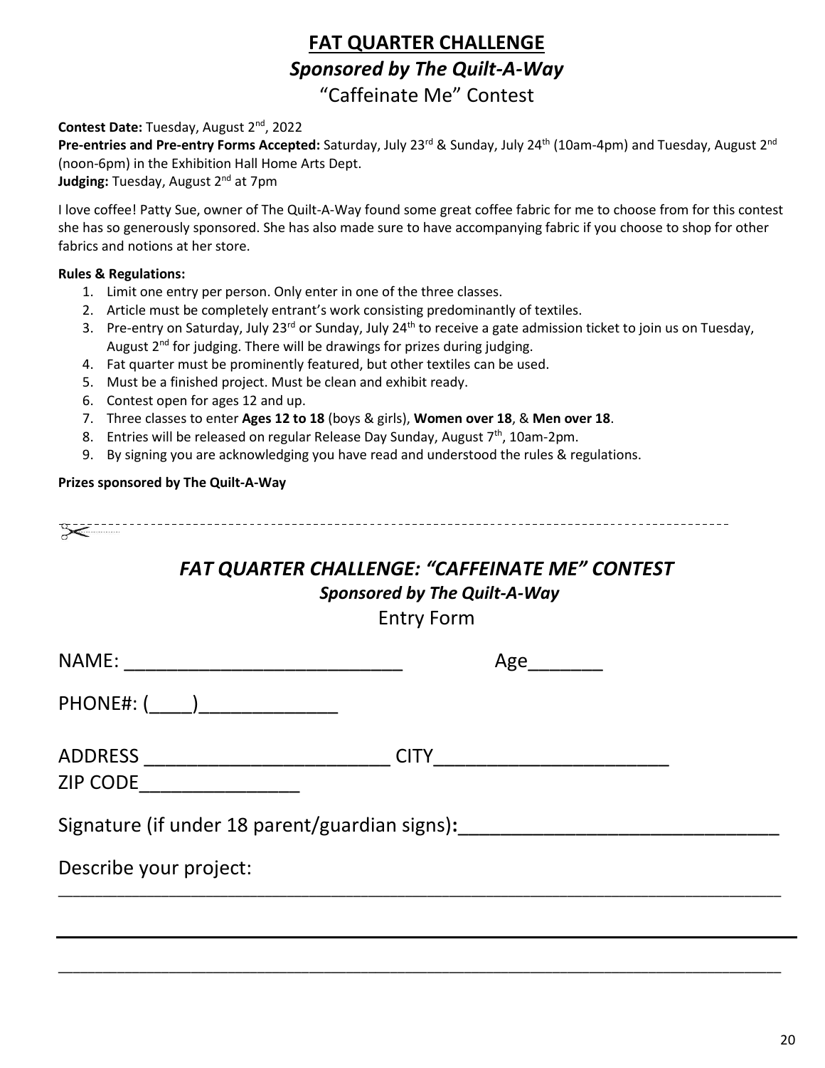# FAT QUARTER CHALLENGE

## *Sponsored by The Quilt-A-Way*

## "Caffeinate Me" Contest

**Contest Date:** Tuesday, August 2nd, 2022
**Pre-entries and Pre-entry Forms Accepted:** Saturday, July 23rd & Sunday, July 24th (10am-4pm) and Tuesday, August 2nd (noon-6pm) in the Exhibition Hall Home Arts Dept.
**Judging:** Tuesday, August 2nd at 7pm

I love coffee! Patty Sue, owner of The Quilt-A-Way found some great coffee fabric for me to choose from for this contest she has so generously sponsored. She has also made sure to have accompanying fabric if you choose to shop for other fabrics and notions at her store.

**Rules & Regulations:**

1. Limit one entry per person. Only enter in one of the three classes.
2. Article must be completely entrant's work consisting predominantly of textiles.
3. Pre-entry on Saturday, July 23rd or Sunday, July 24th to receive a gate admission ticket to join us on Tuesday, August 2nd for judging. There will be drawings for prizes during judging.
4. Fat quarter must be prominently featured, but other textiles can be used.
5. Must be a finished project. Must be clean and exhibit ready.
6. Contest open for ages 12 and up.
7. Three classes to enter **Ages 12 to 18** (boys & girls), **Women over 18**, & **Men over 18**.
8. Entries will be released on regular Release Day Sunday, August 7th, 10am-2pm.
9. By signing you are acknowledging you have read and understood the rules & regulations.

**Prizes sponsored by The Quilt-A-Way**

---

## *FAT QUARTER CHALLENGE: "CAFFEINATE ME" CONTEST*

### *Sponsored by The Quilt-A-Way*

Entry Form

NAME: __________________________ Age_______

PHONE#: (____)_____________

ADDRESS _______________________ CITY_____________________
ZIP CODE_______________

Signature (if under 18 parent/guardian signs)**:**_____________________________

Describe your project:
___________________________________________________________________________

___________________________________________________________________________

___________________________________________________________________________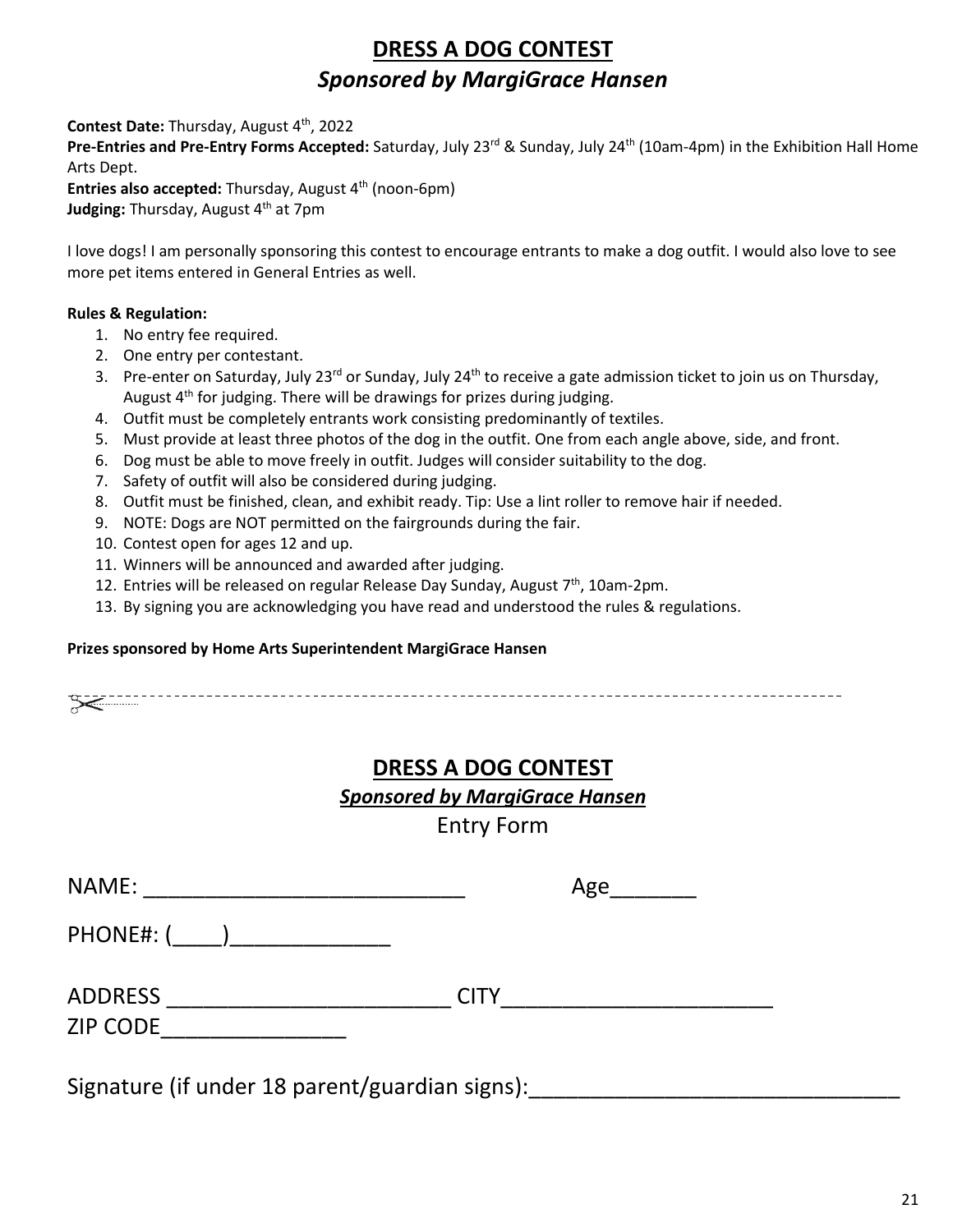# DRESS A DOG CONTEST

## *Sponsored by MargiGrace Hansen*

**Contest Date:** Thursday, August 4th, 2022
**Pre-Entries and Pre-Entry Forms Accepted:** Saturday, July 23rd & Sunday, July 24th (10am-4pm) in the Exhibition Hall Home Arts Dept.
**Entries also accepted:** Thursday, August 4th (noon-6pm)
**Judging:** Thursday, August 4th at 7pm

I love dogs! I am personally sponsoring this contest to encourage entrants to make a dog outfit. I would also love to see more pet items entered in General Entries as well.

**Rules & Regulation:**

1. No entry fee required.
2. One entry per contestant.
3. Pre-enter on Saturday, July 23rd or Sunday, July 24th to receive a gate admission ticket to join us on Thursday, August 4th for judging. There will be drawings for prizes during judging.
4. Outfit must be completely entrants work consisting predominantly of textiles.
5. Must provide at least three photos of the dog in the outfit. One from each angle above, side, and front.
6. Dog must be able to move freely in outfit. Judges will consider suitability to the dog.
7. Safety of outfit will also be considered during judging.
8. Outfit must be finished, clean, and exhibit ready. Tip: Use a lint roller to remove hair if needed.
9. NOTE: Dogs are NOT permitted on the fairgrounds during the fair.
10. Contest open for ages 12 and up.
11. Winners will be announced and awarded after judging.
12. Entries will be released on regular Release Day Sunday, August 7th, 10am-2pm.
13. By signing you are acknowledging you have read and understood the rules & regulations.

**Prizes sponsored by Home Arts Superintendent MargiGrace Hansen**

---

# DRESS A DOG CONTEST

## ***Sponsored by MargiGrace Hansen***

Entry Form

NAME: __________________________ Age_______

PHONE#: (____)_____________

ADDRESS _______________________ CITY______________________
ZIP CODE_______________

Signature (if under 18 parent/guardian signs):______________________________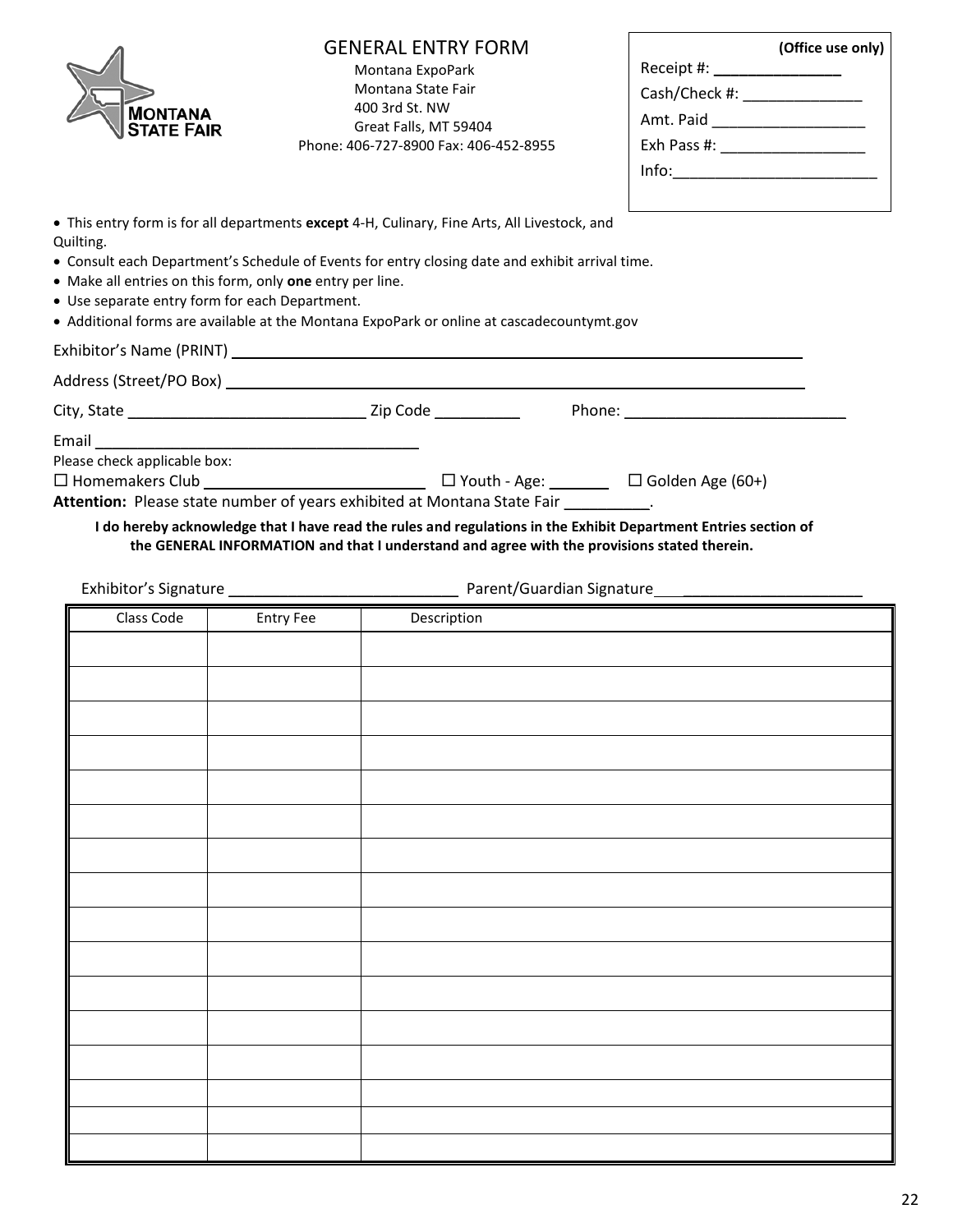# GENERAL ENTRY FORM

Montana ExpoPark
Montana State Fair
400 3rd St. NW
Great Falls, MT 59404
Phone: 406-727-8900 Fax: 406-452-8955

**(Office use only)**
Receipt #: _______________
Cash/Check #: ______________
Amt. Paid __________________
Exh Pass #: _________________
Info:________________________

- This entry form is for all departments **except** 4-H, Culinary, Fine Arts, All Livestock, and Quilting.
- Consult each Department's Schedule of Events for entry closing date and exhibit arrival time.
- Make all entries on this form, only **one** entry per line.
- Use separate entry form for each Department.
- Additional forms are available at the Montana ExpoPark or online at cascadecountymt.gov

Exhibitor's Name (PRINT) ________________________________________

Address (Street/PO Box) ________________________________________

City, State ____________________________ Zip Code __________ Phone: __________________________

Email ______________________________________

Please check applicable box:

☐ Homemakers Club __________________________ ☐ Youth - Age: _______ ☐ Golden Age (60+)

**Attention:** Please state number of years exhibited at Montana State Fair __________.

**I do hereby acknowledge that I have read the rules and regulations in the Exhibit Department Entries section of the GENERAL INFORMATION and that I understand and agree with the provisions stated therein.**

Exhibitor's Signature __________________________ Parent/Guardian Signature _____________________

| Class Code | Entry Fee | Description |
|---|---|---|
| | | |
| | | |
| | | |
| | | |
| | | |
| | | |
| | | |
| | | |
| | | |
| | | |
| | | |
| | | |
| | | |
| | | |
| | | |
| | | |